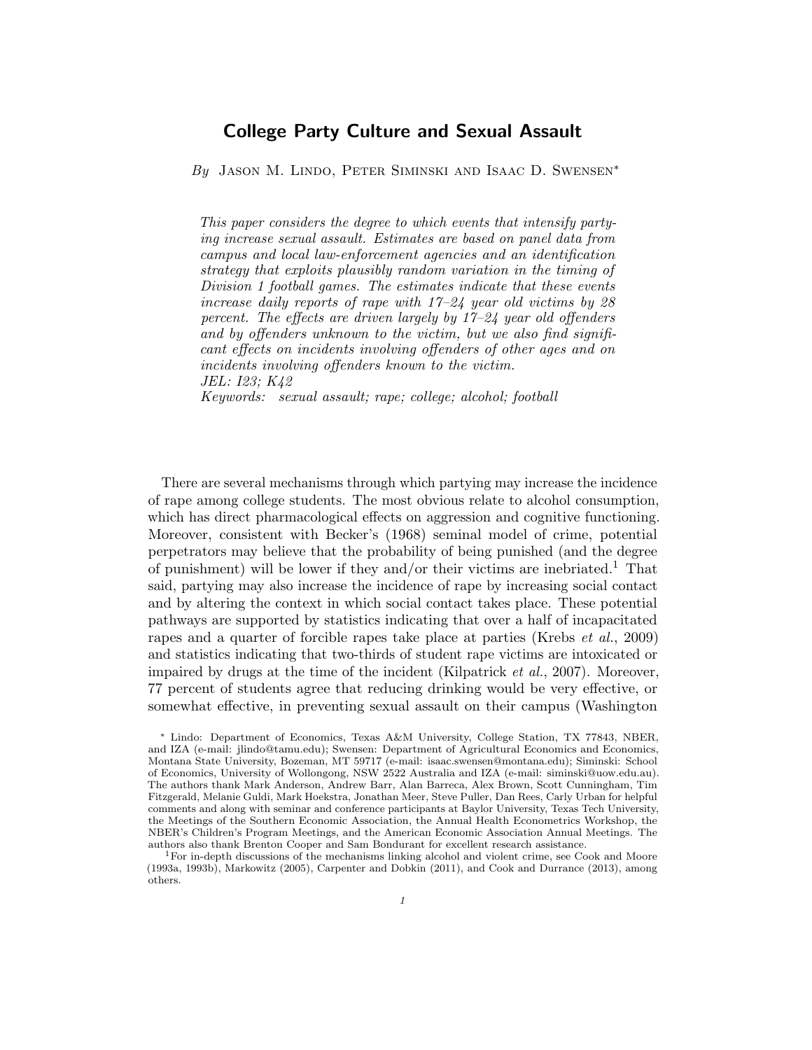# College Party Culture and Sexual Assault

*By* Jason M. Lindo, Peter Siminski and Isaac D. Swensen*

*This paper considers the degree to which events that intensify partying increase sexual assault. Estimates are based on panel data from campus and local law-enforcement agencies and an identification strategy that exploits plausibly random variation in the timing of Division 1 football games. The estimates indicate that these events increase daily reports of rape with 17–24 year old victims by 28 percent. The effects are driven largely by 17–24 year old offenders and by offenders unknown to the victim, but we also find significant effects on incidents involving offenders of other ages and on incidents involving offenders known to the victim.*
*JEL: I23; K42*
*Keywords: sexual assault; rape; college; alcohol; football*

There are several mechanisms through which partying may increase the incidence of rape among college students. The most obvious relate to alcohol consumption, which has direct pharmacological effects on aggression and cognitive functioning. Moreover, consistent with Becker's (1968) seminal model of crime, potential perpetrators may believe that the probability of being punished (and the degree of punishment) will be lower if they and/or their victims are inebriated.[1] That said, partying may also increase the incidence of rape by increasing social contact and by altering the context in which social contact takes place. These potential pathways are supported by statistics indicating that over a half of incapacitated rapes and a quarter of forcible rapes take place at parties (Krebs *et al.*, 2009) and statistics indicating that two-thirds of student rape victims are intoxicated or impaired by drugs at the time of the incident (Kilpatrick *et al.*, 2007). Moreover, 77 percent of students agree that reducing drinking would be very effective, or somewhat effective, in preventing sexual assault on their campus (Washington

\* Lindo: Department of Economics, Texas A&M University, College Station, TX 77843, NBER, and IZA (e-mail: jlindo@tamu.edu); Swensen: Department of Agricultural Economics and Economics, Montana State University, Bozeman, MT 59717 (e-mail: isaac.swensen@montana.edu); Siminski: School of Economics, University of Wollongong, NSW 2522 Australia and IZA (e-mail: siminski@uow.edu.au). The authors thank Mark Anderson, Andrew Barr, Alan Barreca, Alex Brown, Scott Cunningham, Tim Fitzgerald, Melanie Guldi, Mark Hoekstra, Jonathan Meer, Steve Puller, Dan Rees, Carly Urban for helpful comments and along with seminar and conference participants at Baylor University, Texas Tech University, the Meetings of the Southern Economic Association, the Annual Health Econometrics Workshop, the NBER's Children's Program Meetings, and the American Economic Association Annual Meetings. The authors also thank Brenton Cooper and Sam Bondurant for excellent research assistance.

[1] For in-depth discussions of the mechanisms linking alcohol and violent crime, see Cook and Moore (1993a, 1993b), Markowitz (2005), Carpenter and Dobkin (2011), and Cook and Durrance (2013), among others.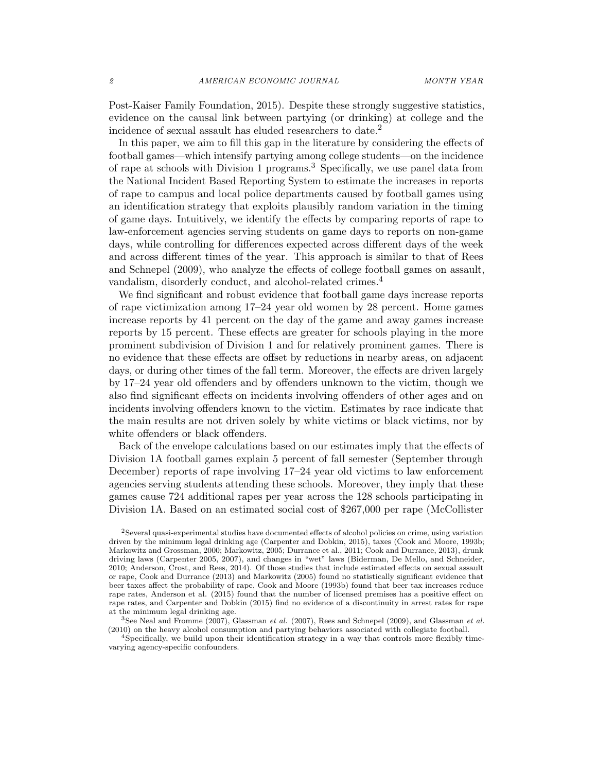Post-Kaiser Family Foundation, 2015). Despite these strongly suggestive statistics, evidence on the causal link between partying (or drinking) at college and the incidence of sexual assault has eluded researchers to date.[2]

In this paper, we aim to fill this gap in the literature by considering the effects of football games—which intensify partying among college students—on the incidence of rape at schools with Division 1 programs.[3] Specifically, we use panel data from the National Incident Based Reporting System to estimate the increases in reports of rape to campus and local police departments caused by football games using an identification strategy that exploits plausibly random variation in the timing of game days. Intuitively, we identify the effects by comparing reports of rape to law-enforcement agencies serving students on game days to reports on non-game days, while controlling for differences expected across different days of the week and across different times of the year. This approach is similar to that of Rees and Schnepel (2009), who analyze the effects of college football games on assault, vandalism, disorderly conduct, and alcohol-related crimes.[4]

We find significant and robust evidence that football game days increase reports of rape victimization among 17–24 year old women by 28 percent. Home games increase reports by 41 percent on the day of the game and away games increase reports by 15 percent. These effects are greater for schools playing in the more prominent subdivision of Division 1 and for relatively prominent games. There is no evidence that these effects are offset by reductions in nearby areas, on adjacent days, or during other times of the fall term. Moreover, the effects are driven largely by 17–24 year old offenders and by offenders unknown to the victim, though we also find significant effects on incidents involving offenders of other ages and on incidents involving offenders known to the victim. Estimates by race indicate that the main results are not driven solely by white victims or black victims, nor by white offenders or black offenders.

Back of the envelope calculations based on our estimates imply that the effects of Division 1A football games explain 5 percent of fall semester (September through December) reports of rape involving 17–24 year old victims to law enforcement agencies serving students attending these schools. Moreover, they imply that these games cause 724 additional rapes per year across the 128 schools participating in Division 1A. Based on an estimated social cost of $267,000 per rape (McCollister

[2]Several quasi-experimental studies have documented effects of alcohol policies on crime, using variation driven by the minimum legal drinking age (Carpenter and Dobkin, 2015), taxes (Cook and Moore, 1993b; Markowitz and Grossman, 2000; Markowitz, 2005; Durrance et al., 2011; Cook and Durrance, 2013), drunk driving laws (Carpenter 2005, 2007), and changes in "wet" laws (Biderman, De Mello, and Schneider, 2010; Anderson, Crost, and Rees, 2014). Of those studies that include estimated effects on sexual assault or rape, Cook and Durrance (2013) and Markowitz (2005) found no statistically significant evidence that beer taxes affect the probability of rape, Cook and Moore (1993b) found that beer tax increases reduce rape rates, Anderson et al. (2015) found that the number of licensed premises has a positive effect on rape rates, and Carpenter and Dobkin (2015) find no evidence of a discontinuity in arrest rates for rape at the minimum legal drinking age.

[3]See Neal and Fromme (2007), Glassman *et al.* (2007), Rees and Schnepel (2009), and Glassman *et al.* (2010) on the heavy alcohol consumption and partying behaviors associated with collegiate football.

[4]Specifically, we build upon their identification strategy in a way that controls more flexibly time-varying agency-specific confounders.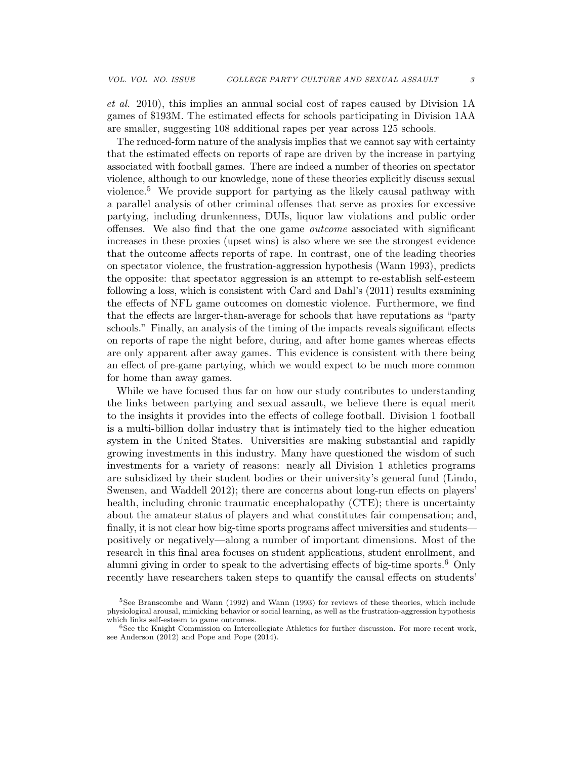*et al.* 2010), this implies an annual social cost of rapes caused by Division 1A games of \$193M. The estimated effects for schools participating in Division 1AA are smaller, suggesting 108 additional rapes per year across 125 schools.

The reduced-form nature of the analysis implies that we cannot say with certainty that the estimated effects on reports of rape are driven by the increase in partying associated with football games. There are indeed a number of theories on spectator violence, although to our knowledge, none of these theories explicitly discuss sexual violence.[5] We provide support for partying as the likely causal pathway with a parallel analysis of other criminal offenses that serve as proxies for excessive partying, including drunkenness, DUIs, liquor law violations and public order offenses. We also find that the one game *outcome* associated with significant increases in these proxies (upset wins) is also where we see the strongest evidence that the outcome affects reports of rape. In contrast, one of the leading theories on spectator violence, the frustration-aggression hypothesis (Wann 1993), predicts the opposite: that spectator aggression is an attempt to re-establish self-esteem following a loss, which is consistent with Card and Dahl's (2011) results examining the effects of NFL game outcomes on domestic violence. Furthermore, we find that the effects are larger-than-average for schools that have reputations as "party schools." Finally, an analysis of the timing of the impacts reveals significant effects on reports of rape the night before, during, and after home games whereas effects are only apparent after away games. This evidence is consistent with there being an effect of pre-game partying, which we would expect to be much more common for home than away games.

While we have focused thus far on how our study contributes to understanding the links between partying and sexual assault, we believe there is equal merit to the insights it provides into the effects of college football. Division 1 football is a multi-billion dollar industry that is intimately tied to the higher education system in the United States. Universities are making substantial and rapidly growing investments in this industry. Many have questioned the wisdom of such investments for a variety of reasons: nearly all Division 1 athletics programs are subsidized by their student bodies or their university's general fund (Lindo, Swensen, and Waddell 2012); there are concerns about long-run effects on players' health, including chronic traumatic encephalopathy (CTE); there is uncertainty about the amateur status of players and what constitutes fair compensation; and, finally, it is not clear how big-time sports programs affect universities and students—positively or negatively—along a number of important dimensions. Most of the research in this final area focuses on student applications, student enrollment, and alumni giving in order to speak to the advertising effects of big-time sports.[6] Only recently have researchers taken steps to quantify the causal effects on students'

[5] See Branscombe and Wann (1992) and Wann (1993) for reviews of these theories, which include physiological arousal, mimicking behavior or social learning, as well as the frustration-aggression hypothesis which links self-esteem to game outcomes.

[6] See the Knight Commission on Intercollegiate Athletics for further discussion. For more recent work, see Anderson (2012) and Pope and Pope (2014).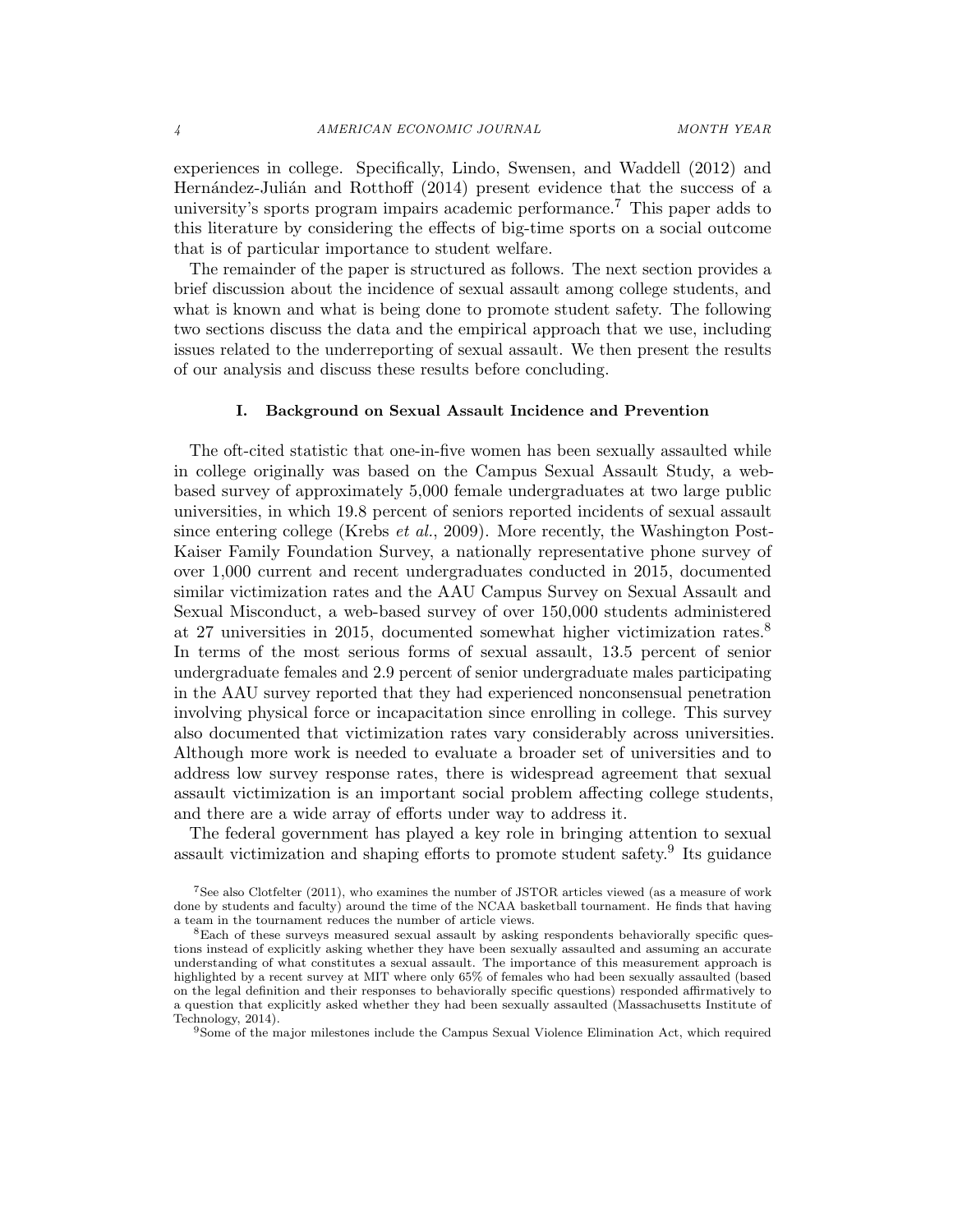experiences in college. Specifically, Lindo, Swensen, and Waddell (2012) and Hernández-Julián and Rotthoff (2014) present evidence that the success of a university's sports program impairs academic performance.[7] This paper adds to this literature by considering the effects of big-time sports on a social outcome that is of particular importance to student welfare.

The remainder of the paper is structured as follows. The next section provides a brief discussion about the incidence of sexual assault among college students, and what is known and what is being done to promote student safety. The following two sections discuss the data and the empirical approach that we use, including issues related to the underreporting of sexual assault. We then present the results of our analysis and discuss these results before concluding.

## I. Background on Sexual Assault Incidence and Prevention

The oft-cited statistic that one-in-five women has been sexually assaulted while in college originally was based on the Campus Sexual Assault Study, a web-based survey of approximately 5,000 female undergraduates at two large public universities, in which 19.8 percent of seniors reported incidents of sexual assault since entering college (Krebs *et al.*, 2009). More recently, the Washington Post-Kaiser Family Foundation Survey, a nationally representative phone survey of over 1,000 current and recent undergraduates conducted in 2015, documented similar victimization rates and the AAU Campus Survey on Sexual Assault and Sexual Misconduct, a web-based survey of over 150,000 students administered at 27 universities in 2015, documented somewhat higher victimization rates.[8] In terms of the most serious forms of sexual assault, 13.5 percent of senior undergraduate females and 2.9 percent of senior undergraduate males participating in the AAU survey reported that they had experienced nonconsensual penetration involving physical force or incapacitation since enrolling in college. This survey also documented that victimization rates vary considerably across universities. Although more work is needed to evaluate a broader set of universities and to address low survey response rates, there is widespread agreement that sexual assault victimization is an important social problem affecting college students, and there are a wide array of efforts under way to address it.

The federal government has played a key role in bringing attention to sexual assault victimization and shaping efforts to promote student safety.[9] Its guidance

[7] See also Clotfelter (2011), who examines the number of JSTOR articles viewed (as a measure of work done by students and faculty) around the time of the NCAA basketball tournament. He finds that having a team in the tournament reduces the number of article views.

[8] Each of these surveys measured sexual assault by asking respondents behaviorally specific questions instead of explicitly asking whether they have been sexually assaulted and assuming an accurate understanding of what constitutes a sexual assault. The importance of this measurement approach is highlighted by a recent survey at MIT where only 65% of females who had been sexually assaulted (based on the legal definition and their responses to behaviorally specific questions) responded affirmatively to a question that explicitly asked whether they had been sexually assaulted (Massachusetts Institute of Technology, 2014).

[9] Some of the major milestones include the Campus Sexual Violence Elimination Act, which required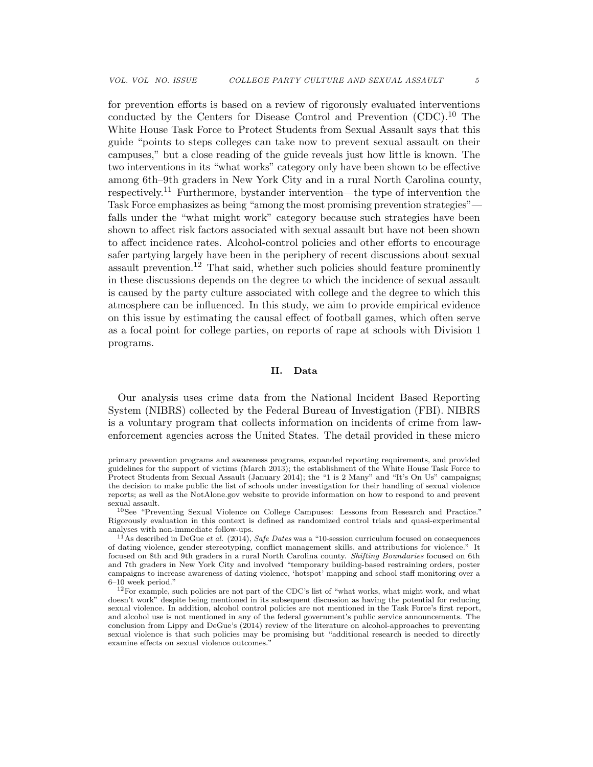for prevention efforts is based on a review of rigorously evaluated interventions conducted by the Centers for Disease Control and Prevention (CDC).[10] The White House Task Force to Protect Students from Sexual Assault says that this guide "points to steps colleges can take now to prevent sexual assault on their campuses," but a close reading of the guide reveals just how little is known. The two interventions in its "what works" category only have been shown to be effective among 6th–9th graders in New York City and in a rural North Carolina county, respectively.[11] Furthermore, bystander intervention—the type of intervention the Task Force emphasizes as being "among the most promising prevention strategies"—falls under the "what might work" category because such strategies have been shown to affect risk factors associated with sexual assault but have not been shown to affect incidence rates. Alcohol-control policies and other efforts to encourage safer partying largely have been in the periphery of recent discussions about sexual assault prevention.[12] That said, whether such policies should feature prominently in these discussions depends on the degree to which the incidence of sexual assault is caused by the party culture associated with college and the degree to which this atmosphere can be influenced. In this study, we aim to provide empirical evidence on this issue by estimating the causal effect of football games, which often serve as a focal point for college parties, on reports of rape at schools with Division 1 programs.

## II. Data

Our analysis uses crime data from the National Incident Based Reporting System (NIBRS) collected by the Federal Bureau of Investigation (FBI). NIBRS is a voluntary program that collects information on incidents of crime from law-enforcement agencies across the United States. The detail provided in these micro

---

primary prevention programs and awareness programs, expanded reporting requirements, and provided guidelines for the support of victims (March 2013); the establishment of the White House Task Force to Protect Students from Sexual Assault (January 2014); the "1 is 2 Many" and "It's On Us" campaigns; the decision to make public the list of schools under investigation for their handling of sexual violence reports; as well as the NotAlone.gov website to provide information on how to respond to and prevent sexual assault.

[10] See "Preventing Sexual Violence on College Campuses: Lessons from Research and Practice." Rigorously evaluation in this context is defined as randomized control trials and quasi-experimental analyses with non-immediate follow-ups.

[11] As described in DeGue *et al.* (2014), *Safe Dates* was a "10-session curriculum focused on consequences of dating violence, gender stereotyping, conflict management skills, and attributions for violence." It focused on 8th and 9th graders in a rural North Carolina county. *Shifting Boundaries* focused on 6th and 7th graders in New York City and involved "temporary building-based restraining orders, poster campaigns to increase awareness of dating violence, 'hotspot' mapping and school staff monitoring over a 6–10 week period."

[12] For example, such policies are not part of the CDC's list of "what works, what might work, and what doesn't work" despite being mentioned in its subsequent discussion as having the potential for reducing sexual violence. In addition, alcohol control policies are not mentioned in the Task Force's first report, and alcohol use is not mentioned in any of the federal government's public service announcements. The conclusion from Lippy and DeGue's (2014) review of the literature on alcohol-approaches to preventing sexual violence is that such policies may be promising but "additional research is needed to directly examine effects on sexual violence outcomes."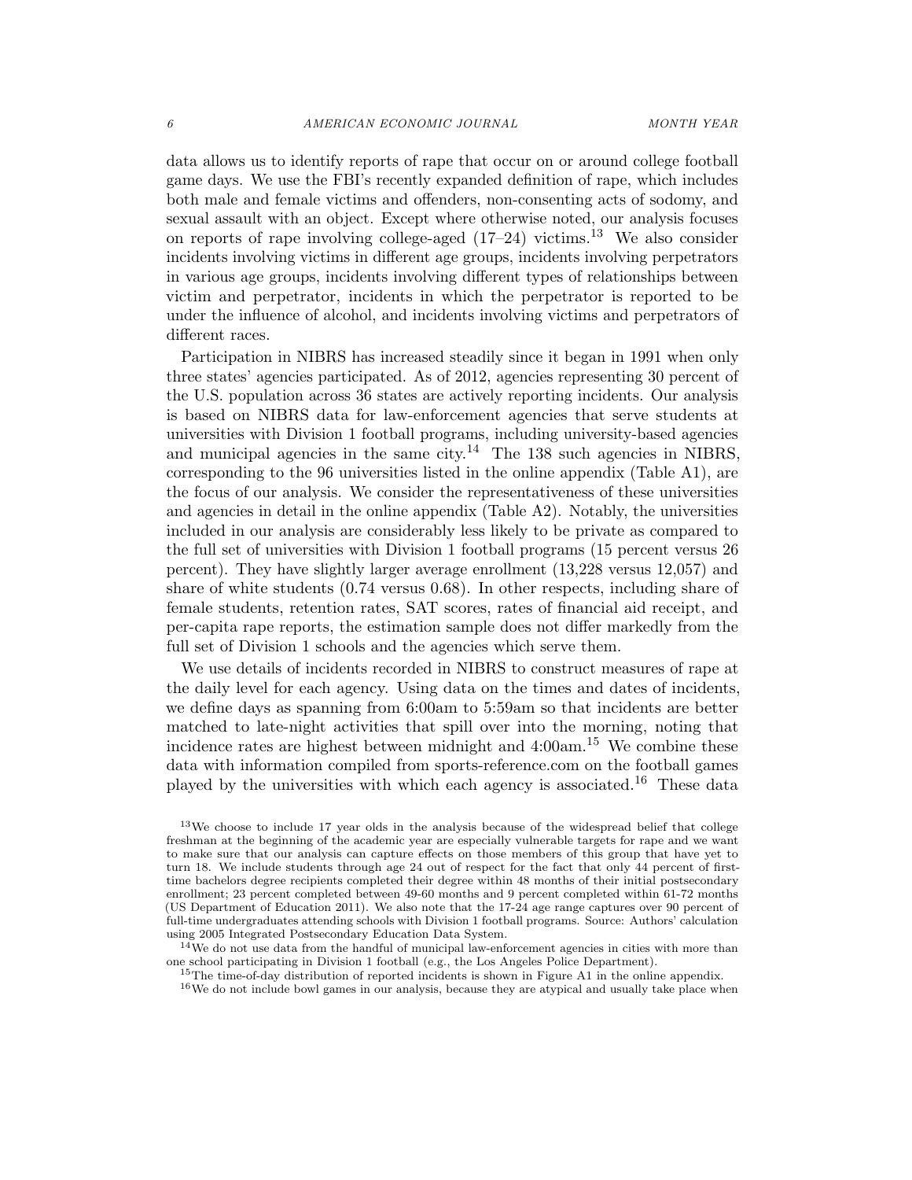data allows us to identify reports of rape that occur on or around college football game days. We use the FBI's recently expanded definition of rape, which includes both male and female victims and offenders, non-consenting acts of sodomy, and sexual assault with an object. Except where otherwise noted, our analysis focuses on reports of rape involving college-aged (17–24) victims.[13] We also consider incidents involving victims in different age groups, incidents involving perpetrators in various age groups, incidents involving different types of relationships between victim and perpetrator, incidents in which the perpetrator is reported to be under the influence of alcohol, and incidents involving victims and perpetrators of different races.

Participation in NIBRS has increased steadily since it began in 1991 when only three states' agencies participated. As of 2012, agencies representing 30 percent of the U.S. population across 36 states are actively reporting incidents. Our analysis is based on NIBRS data for law-enforcement agencies that serve students at universities with Division 1 football programs, including university-based agencies and municipal agencies in the same city.[14] The 138 such agencies in NIBRS, corresponding to the 96 universities listed in the online appendix (Table A1), are the focus of our analysis. We consider the representativeness of these universities and agencies in detail in the online appendix (Table A2). Notably, the universities included in our analysis are considerably less likely to be private as compared to the full set of universities with Division 1 football programs (15 percent versus 26 percent). They have slightly larger average enrollment (13,228 versus 12,057) and share of white students (0.74 versus 0.68). In other respects, including share of female students, retention rates, SAT scores, rates of financial aid receipt, and per-capita rape reports, the estimation sample does not differ markedly from the full set of Division 1 schools and the agencies which serve them.

We use details of incidents recorded in NIBRS to construct measures of rape at the daily level for each agency. Using data on the times and dates of incidents, we define days as spanning from 6:00am to 5:59am so that incidents are better matched to late-night activities that spill over into the morning, noting that incidence rates are highest between midnight and 4:00am.[15] We combine these data with information compiled from sports-reference.com on the football games played by the universities with which each agency is associated.[16] These data

[13] We choose to include 17 year olds in the analysis because of the widespread belief that college freshman at the beginning of the academic year are especially vulnerable targets for rape and we want to make sure that our analysis can capture effects on those members of this group that have yet to turn 18. We include students through age 24 out of respect for the fact that only 44 percent of first-time bachelors degree recipients completed their degree within 48 months of their initial postsecondary enrollment; 23 percent completed between 49-60 months and 9 percent completed within 61-72 months (US Department of Education 2011). We also note that the 17-24 age range captures over 90 percent of full-time undergraduates attending schools with Division 1 football programs. Source: Authors' calculation using 2005 Integrated Postsecondary Education Data System.

[14] We do not use data from the handful of municipal law-enforcement agencies in cities with more than one school participating in Division 1 football (e.g., the Los Angeles Police Department).

[15] The time-of-day distribution of reported incidents is shown in Figure A1 in the online appendix.

[16] We do not include bowl games in our analysis, because they are atypical and usually take place when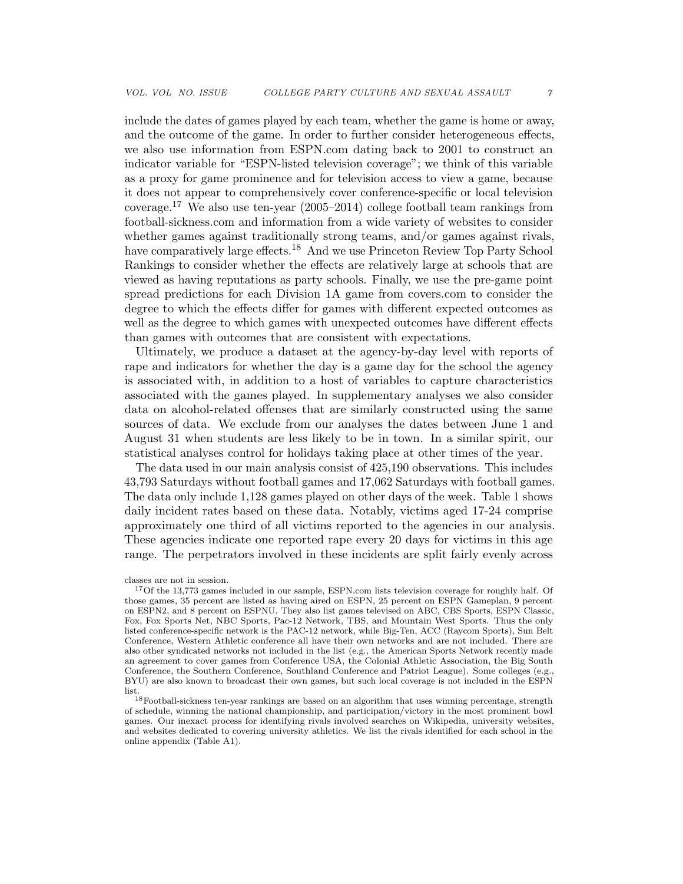include the dates of games played by each team, whether the game is home or away, and the outcome of the game. In order to further consider heterogeneous effects, we also use information from ESPN.com dating back to 2001 to construct an indicator variable for "ESPN-listed television coverage"; we think of this variable as a proxy for game prominence and for television access to view a game, because it does not appear to comprehensively cover conference-specific or local television coverage.[17] We also use ten-year (2005–2014) college football team rankings from football-sickness.com and information from a wide variety of websites to consider whether games against traditionally strong teams, and/or games against rivals, have comparatively large effects.[18] And we use Princeton Review Top Party School Rankings to consider whether the effects are relatively large at schools that are viewed as having reputations as party schools. Finally, we use the pre-game point spread predictions for each Division 1A game from covers.com to consider the degree to which the effects differ for games with different expected outcomes as well as the degree to which games with unexpected outcomes have different effects than games with outcomes that are consistent with expectations.

Ultimately, we produce a dataset at the agency-by-day level with reports of rape and indicators for whether the day is a game day for the school the agency is associated with, in addition to a host of variables to capture characteristics associated with the games played. In supplementary analyses we also consider data on alcohol-related offenses that are similarly constructed using the same sources of data. We exclude from our analyses the dates between June 1 and August 31 when students are less likely to be in town. In a similar spirit, our statistical analyses control for holidays taking place at other times of the year.

The data used in our main analysis consist of 425,190 observations. This includes 43,793 Saturdays without football games and 17,062 Saturdays with football games. The data only include 1,128 games played on other days of the week. Table 1 shows daily incident rates based on these data. Notably, victims aged 17-24 comprise approximately one third of all victims reported to the agencies in our analysis. These agencies indicate one reported rape every 20 days for victims in this age range. The perpetrators involved in these incidents are split fairly evenly across

classes are not in session.

[17] Of the 13,773 games included in our sample, ESPN.com lists television coverage for roughly half. Of those games, 35 percent are listed as having aired on ESPN, 25 percent on ESPN Gameplan, 9 percent on ESPN2, and 8 percent on ESPNU. They also list games televised on ABC, CBS Sports, ESPN Classic, Fox, Fox Sports Net, NBC Sports, Pac-12 Network, TBS, and Mountain West Sports. Thus the only listed conference-specific network is the PAC-12 network, while Big-Ten, ACC (Raycom Sports), Sun Belt Conference, Western Athletic conference all have their own networks and are not included. There are also other syndicated networks not included in the list (e.g., the American Sports Network recently made an agreement to cover games from Conference USA, the Colonial Athletic Association, the Big South Conference, the Southern Conference, Southland Conference and Patriot League). Some colleges (e.g., BYU) are also known to broadcast their own games, but such local coverage is not included in the ESPN list.

[18] Football-sickness ten-year rankings are based on an algorithm that uses winning percentage, strength of schedule, winning the national championship, and participation/victory in the most prominent bowl games. Our inexact process for identifying rivals involved searches on Wikipedia, university websites, and websites dedicated to covering university athletics. We list the rivals identified for each school in the online appendix (Table A1).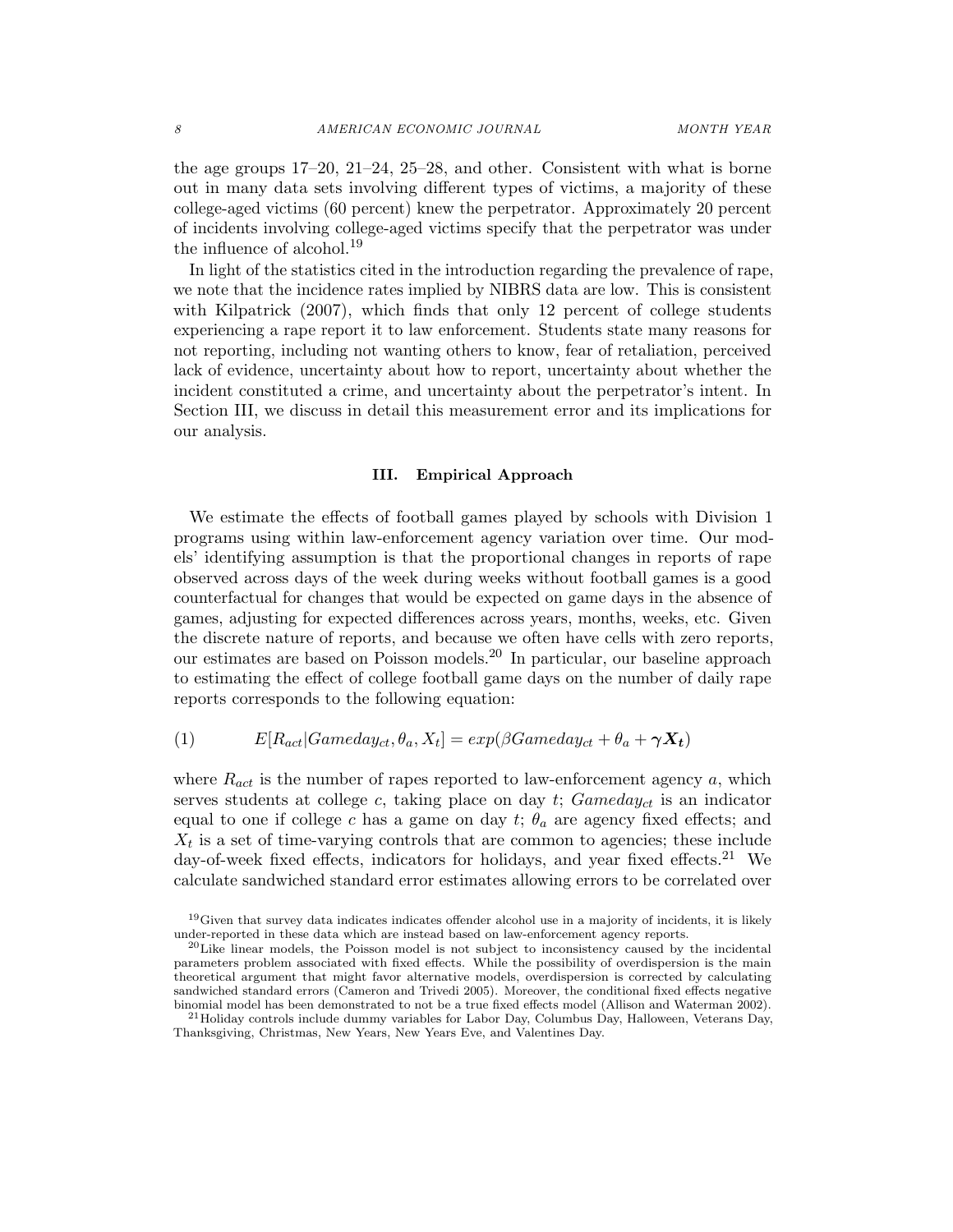the age groups 17–20, 21–24, 25–28, and other. Consistent with what is borne out in many data sets involving different types of victims, a majority of these college-aged victims (60 percent) knew the perpetrator. Approximately 20 percent of incidents involving college-aged victims specify that the perpetrator was under the influence of alcohol.[19]

In light of the statistics cited in the introduction regarding the prevalence of rape, we note that the incidence rates implied by NIBRS data are low. This is consistent with Kilpatrick (2007), which finds that only 12 percent of college students experiencing a rape report it to law enforcement. Students state many reasons for not reporting, including not wanting others to know, fear of retaliation, perceived lack of evidence, uncertainty about how to report, uncertainty about whether the incident constituted a crime, and uncertainty about the perpetrator's intent. In Section III, we discuss in detail this measurement error and its implications for our analysis.

## III. Empirical Approach

We estimate the effects of football games played by schools with Division 1 programs using within law-enforcement agency variation over time. Our models' identifying assumption is that the proportional changes in reports of rape observed across days of the week during weeks without football games is a good counterfactual for changes that would be expected on game days in the absence of games, adjusting for expected differences across years, months, weeks, etc. Given the discrete nature of reports, and because we often have cells with zero reports, our estimates are based on Poisson models.[20] In particular, our baseline approach to estimating the effect of college football game days on the number of daily rape reports corresponds to the following equation:

$$E[R_{act}|Gameday_{ct}, \theta_a, X_t] = exp(\beta Gameday_{ct} + \theta_a + \boldsymbol{\gamma X_t}) \quad (1)$$

where $R_{act}$ is the number of rapes reported to law-enforcement agency $a$, which serves students at college $c$, taking place on day $t$; $Gameday_{ct}$ is an indicator equal to one if college $c$ has a game on day $t$; $\theta_a$ are agency fixed effects; and $X_t$ is a set of time-varying controls that are common to agencies; these include day-of-week fixed effects, indicators for holidays, and year fixed effects.[21] We calculate sandwiched standard error estimates allowing errors to be correlated over

[19] Given that survey data indicates indicates offender alcohol use in a majority of incidents, it is likely under-reported in these data which are instead based on law-enforcement agency reports.

[20] Like linear models, the Poisson model is not subject to inconsistency caused by the incidental parameters problem associated with fixed effects. While the possibility of overdispersion is the main theoretical argument that might favor alternative models, overdispersion is corrected by calculating sandwiched standard errors (Cameron and Trivedi 2005). Moreover, the conditional fixed effects negative binomial model has been demonstrated to not be a true fixed effects model (Allison and Waterman 2002).

[21] Holiday controls include dummy variables for Labor Day, Columbus Day, Halloween, Veterans Day, Thanksgiving, Christmas, New Years, New Years Eve, and Valentines Day.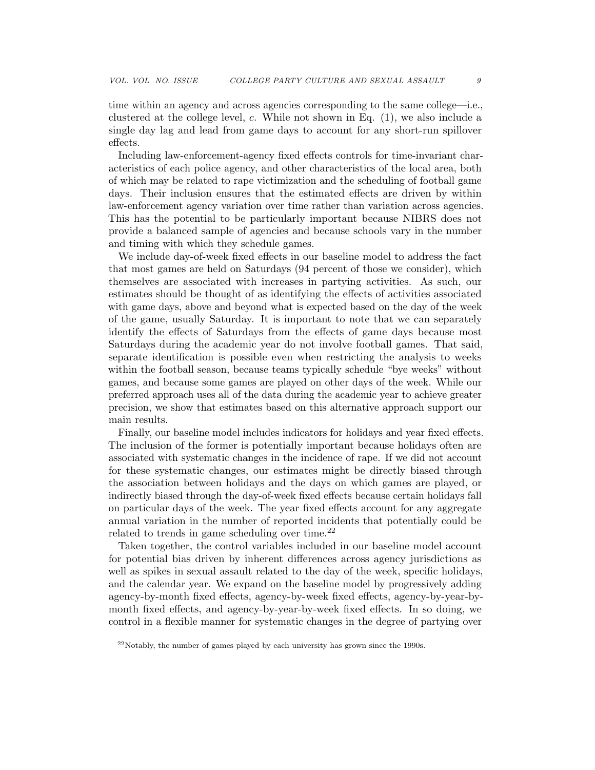time within an agency and across agencies corresponding to the same college—i.e., clustered at the college level, $c$. While not shown in Eq. (1), we also include a single day lag and lead from game days to account for any short-run spillover effects.

Including law-enforcement-agency fixed effects controls for time-invariant characteristics of each police agency, and other characteristics of the local area, both of which may be related to rape victimization and the scheduling of football game days. Their inclusion ensures that the estimated effects are driven by within law-enforcement agency variation over time rather than variation across agencies. This has the potential to be particularly important because NIBRS does not provide a balanced sample of agencies and because schools vary in the number and timing with which they schedule games.

We include day-of-week fixed effects in our baseline model to address the fact that most games are held on Saturdays (94 percent of those we consider), which themselves are associated with increases in partying activities. As such, our estimates should be thought of as identifying the effects of activities associated with game days, above and beyond what is expected based on the day of the week of the game, usually Saturday. It is important to note that we can separately identify the effects of Saturdays from the effects of game days because most Saturdays during the academic year do not involve football games. That said, separate identification is possible even when restricting the analysis to weeks within the football season, because teams typically schedule "bye weeks" without games, and because some games are played on other days of the week. While our preferred approach uses all of the data during the academic year to achieve greater precision, we show that estimates based on this alternative approach support our main results.

Finally, our baseline model includes indicators for holidays and year fixed effects. The inclusion of the former is potentially important because holidays often are associated with systematic changes in the incidence of rape. If we did not account for these systematic changes, our estimates might be directly biased through the association between holidays and the days on which games are played, or indirectly biased through the day-of-week fixed effects because certain holidays fall on particular days of the week. The year fixed effects account for any aggregate annual variation in the number of reported incidents that potentially could be related to trends in game scheduling over time.[22]

Taken together, the control variables included in our baseline model account for potential bias driven by inherent differences across agency jurisdictions as well as spikes in sexual assault related to the day of the week, specific holidays, and the calendar year. We expand on the baseline model by progressively adding agency-by-month fixed effects, agency-by-week fixed effects, agency-by-year-by-month fixed effects, and agency-by-year-by-week fixed effects. In so doing, we control in a flexible manner for systematic changes in the degree of partying over

[22]Notably, the number of games played by each university has grown since the 1990s.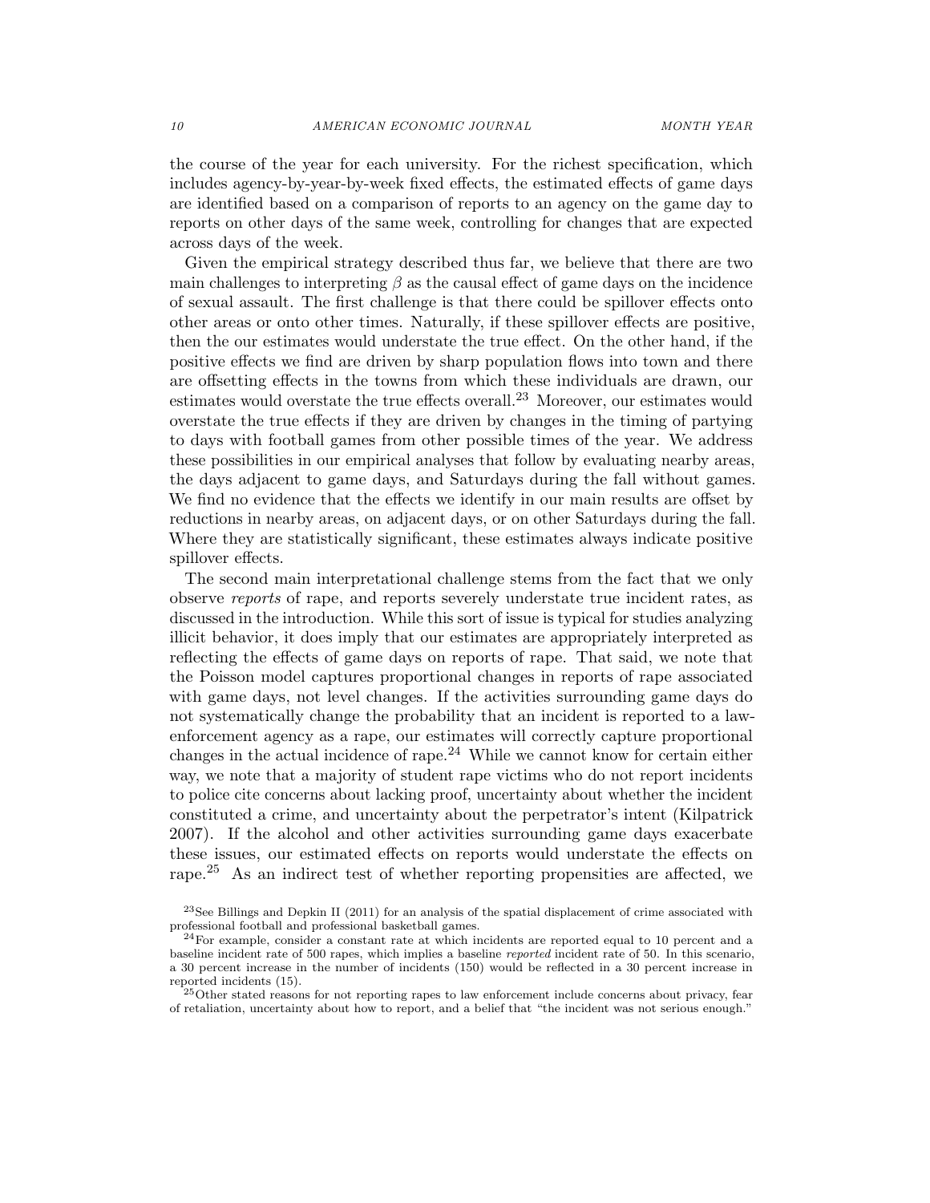the course of the year for each university. For the richest specification, which includes agency-by-year-by-week fixed effects, the estimated effects of game days are identified based on a comparison of reports to an agency on the game day to reports on other days of the same week, controlling for changes that are expected across days of the week.

Given the empirical strategy described thus far, we believe that there are two main challenges to interpreting $\beta$ as the causal effect of game days on the incidence of sexual assault. The first challenge is that there could be spillover effects onto other areas or onto other times. Naturally, if these spillover effects are positive, then the our estimates would understate the true effect. On the other hand, if the positive effects we find are driven by sharp population flows into town and there are offsetting effects in the towns from which these individuals are drawn, our estimates would overstate the true effects overall.[23] Moreover, our estimates would overstate the true effects if they are driven by changes in the timing of partying to days with football games from other possible times of the year. We address these possibilities in our empirical analyses that follow by evaluating nearby areas, the days adjacent to game days, and Saturdays during the fall without games. We find no evidence that the effects we identify in our main results are offset by reductions in nearby areas, on adjacent days, or on other Saturdays during the fall. Where they are statistically significant, these estimates always indicate positive spillover effects.

The second main interpretational challenge stems from the fact that we only observe *reports* of rape, and reports severely understate true incident rates, as discussed in the introduction. While this sort of issue is typical for studies analyzing illicit behavior, it does imply that our estimates are appropriately interpreted as reflecting the effects of game days on reports of rape. That said, we note that the Poisson model captures proportional changes in reports of rape associated with game days, not level changes. If the activities surrounding game days do not systematically change the probability that an incident is reported to a law-enforcement agency as a rape, our estimates will correctly capture proportional changes in the actual incidence of rape.[24] While we cannot know for certain either way, we note that a majority of student rape victims who do not report incidents to police cite concerns about lacking proof, uncertainty about whether the incident constituted a crime, and uncertainty about the perpetrator's intent (Kilpatrick 2007). If the alcohol and other activities surrounding game days exacerbate these issues, our estimated effects on reports would understate the effects on rape.[25] As an indirect test of whether reporting propensities are affected, we

[23]See Billings and Depkin II (2011) for an analysis of the spatial displacement of crime associated with professional football and professional basketball games.

[24]For example, consider a constant rate at which incidents are reported equal to 10 percent and a baseline incident rate of 500 rapes, which implies a baseline *reported* incident rate of 50. In this scenario, a 30 percent increase in the number of incidents (150) would be reflected in a 30 percent increase in reported incidents (15).

[25]Other stated reasons for not reporting rapes to law enforcement include concerns about privacy, fear of retaliation, uncertainty about how to report, and a belief that "the incident was not serious enough."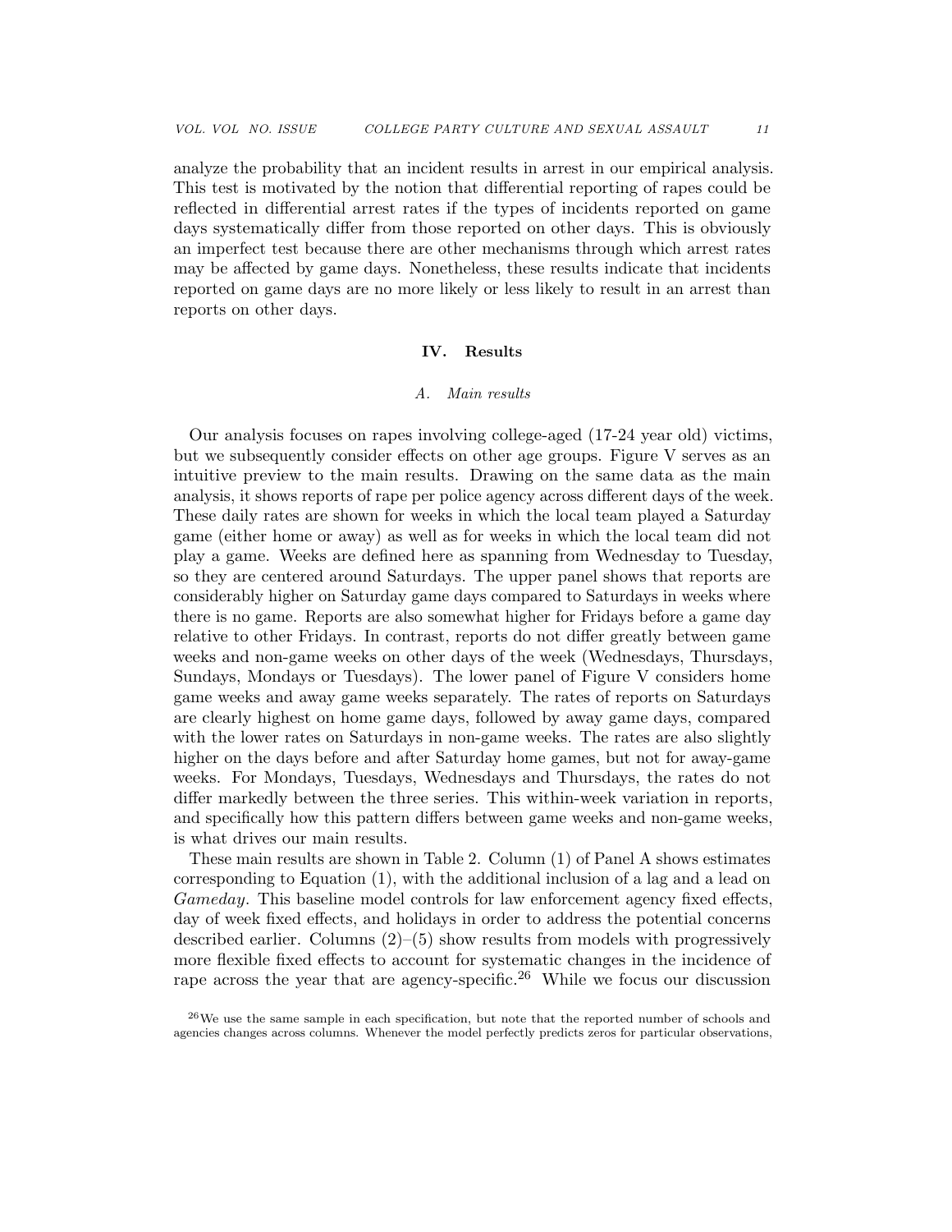analyze the probability that an incident results in arrest in our empirical analysis. This test is motivated by the notion that differential reporting of rapes could be reflected in differential arrest rates if the types of incidents reported on game days systematically differ from those reported on other days. This is obviously an imperfect test because there are other mechanisms through which arrest rates may be affected by game days. Nonetheless, these results indicate that incidents reported on game days are no more likely or less likely to result in an arrest than reports on other days.

## IV. Results

### A. *Main results*

Our analysis focuses on rapes involving college-aged (17-24 year old) victims, but we subsequently consider effects on other age groups. Figure V serves as an intuitive preview to the main results. Drawing on the same data as the main analysis, it shows reports of rape per police agency across different days of the week. These daily rates are shown for weeks in which the local team played a Saturday game (either home or away) as well as for weeks in which the local team did not play a game. Weeks are defined here as spanning from Wednesday to Tuesday, so they are centered around Saturdays. The upper panel shows that reports are considerably higher on Saturday game days compared to Saturdays in weeks where there is no game. Reports are also somewhat higher for Fridays before a game day relative to other Fridays. In contrast, reports do not differ greatly between game weeks and non-game weeks on other days of the week (Wednesdays, Thursdays, Sundays, Mondays or Tuesdays). The lower panel of Figure V considers home game weeks and away game weeks separately. The rates of reports on Saturdays are clearly highest on home game days, followed by away game days, compared with the lower rates on Saturdays in non-game weeks. The rates are also slightly higher on the days before and after Saturday home games, but not for away-game weeks. For Mondays, Tuesdays, Wednesdays and Thursdays, the rates do not differ markedly between the three series. This within-week variation in reports, and specifically how this pattern differs between game weeks and non-game weeks, is what drives our main results.

These main results are shown in Table 2. Column (1) of Panel A shows estimates corresponding to Equation (1), with the additional inclusion of a lag and a lead on *Gameday*. This baseline model controls for law enforcement agency fixed effects, day of week fixed effects, and holidays in order to address the potential concerns described earlier. Columns (2)–(5) show results from models with progressively more flexible fixed effects to account for systematic changes in the incidence of rape across the year that are agency-specific.[26] While we focus our discussion

[26] We use the same sample in each specification, but note that the reported number of schools and agencies changes across columns. Whenever the model perfectly predicts zeros for particular observations,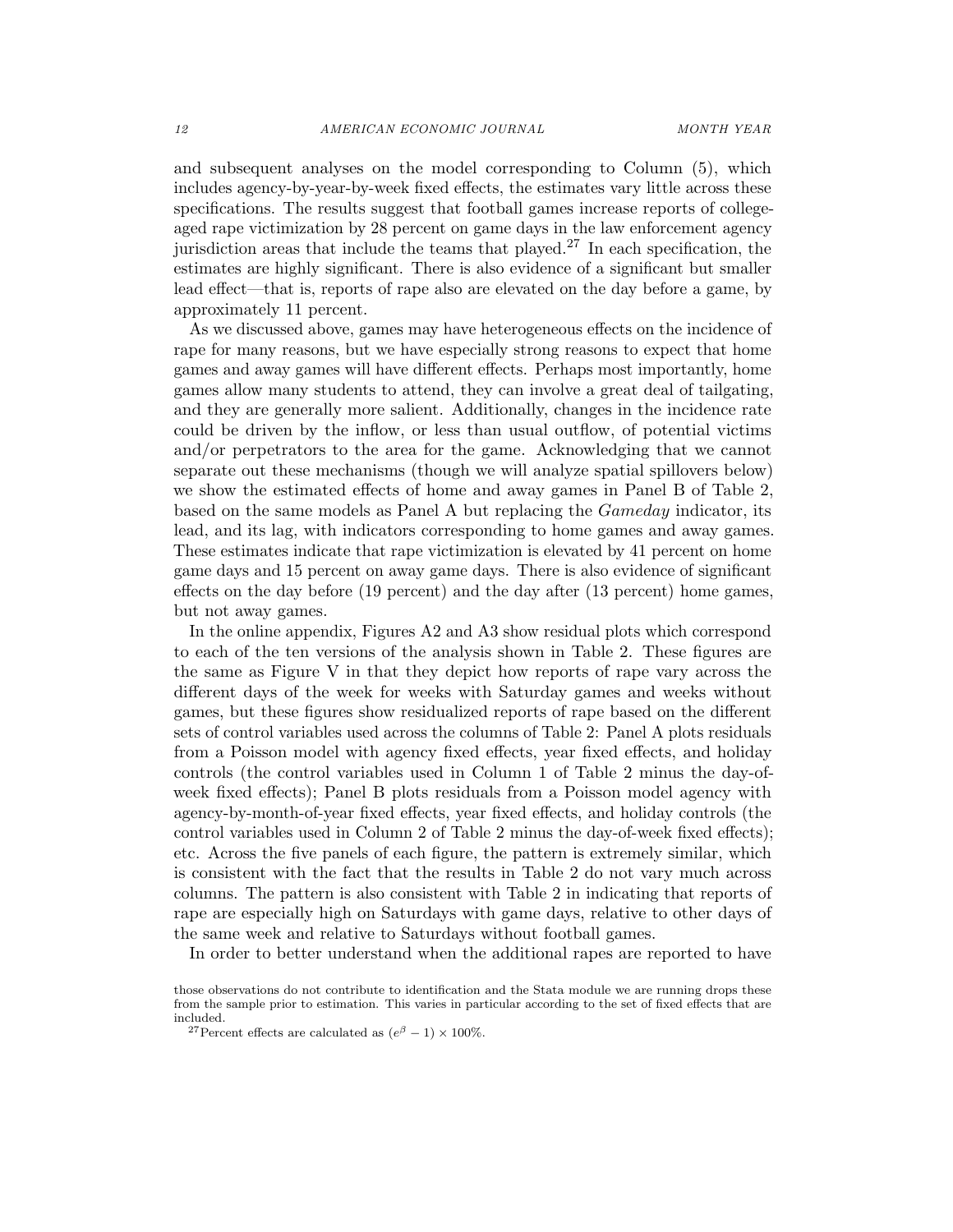and subsequent analyses on the model corresponding to Column (5), which includes agency-by-year-by-week fixed effects, the estimates vary little across these specifications. The results suggest that football games increase reports of college-aged rape victimization by 28 percent on game days in the law enforcement agency jurisdiction areas that include the teams that played.[27] In each specification, the estimates are highly significant. There is also evidence of a significant but smaller lead effect—that is, reports of rape also are elevated on the day before a game, by approximately 11 percent.

As we discussed above, games may have heterogeneous effects on the incidence of rape for many reasons, but we have especially strong reasons to expect that home games and away games will have different effects. Perhaps most importantly, home games allow many students to attend, they can involve a great deal of tailgating, and they are generally more salient. Additionally, changes in the incidence rate could be driven by the inflow, or less than usual outflow, of potential victims and/or perpetrators to the area for the game. Acknowledging that we cannot separate out these mechanisms (though we will analyze spatial spillovers below) we show the estimated effects of home and away games in Panel B of Table 2, based on the same models as Panel A but replacing the *Gameday* indicator, its lead, and its lag, with indicators corresponding to home games and away games. These estimates indicate that rape victimization is elevated by 41 percent on home game days and 15 percent on away game days. There is also evidence of significant effects on the day before (19 percent) and the day after (13 percent) home games, but not away games.

In the online appendix, Figures A2 and A3 show residual plots which correspond to each of the ten versions of the analysis shown in Table 2. These figures are the same as Figure V in that they depict how reports of rape vary across the different days of the week for weeks with Saturday games and weeks without games, but these figures show residualized reports of rape based on the different sets of control variables used across the columns of Table 2: Panel A plots residuals from a Poisson model with agency fixed effects, year fixed effects, and holiday controls (the control variables used in Column 1 of Table 2 minus the day-of-week fixed effects); Panel B plots residuals from a Poisson model agency with agency-by-month-of-year fixed effects, year fixed effects, and holiday controls (the control variables used in Column 2 of Table 2 minus the day-of-week fixed effects); etc. Across the five panels of each figure, the pattern is extremely similar, which is consistent with the fact that the results in Table 2 do not vary much across columns. The pattern is also consistent with Table 2 in indicating that reports of rape are especially high on Saturdays with game days, relative to other days of the same week and relative to Saturdays without football games.

In order to better understand when the additional rapes are reported to have

those observations do not contribute to identification and the Stata module we are running drops these from the sample prior to estimation. This varies in particular according to the set of fixed effects that are included.

[27] Percent effects are calculated as $(e^{\beta} - 1) \times 100\%$.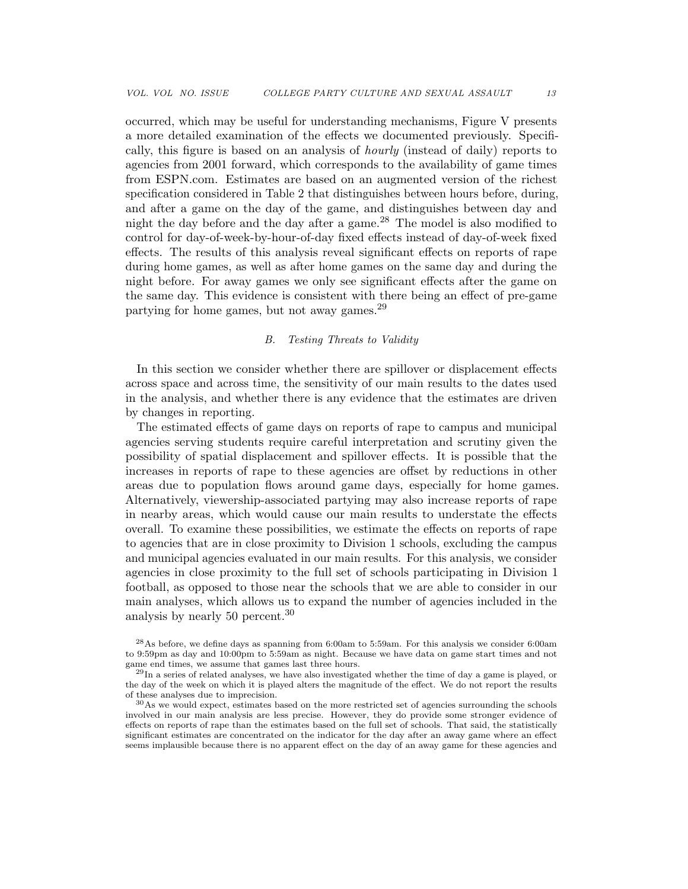occurred, which may be useful for understanding mechanisms, Figure V presents a more detailed examination of the effects we documented previously. Specifically, this figure is based on an analysis of *hourly* (instead of daily) reports to agencies from 2001 forward, which corresponds to the availability of game times from ESPN.com. Estimates are based on an augmented version of the richest specification considered in Table 2 that distinguishes between hours before, during, and after a game on the day of the game, and distinguishes between day and night the day before and the day after a game.[28] The model is also modified to control for day-of-week-by-hour-of-day fixed effects instead of day-of-week fixed effects. The results of this analysis reveal significant effects on reports of rape during home games, as well as after home games on the same day and during the night before. For away games we only see significant effects after the game on the same day. This evidence is consistent with there being an effect of pre-game partying for home games, but not away games.[29]

### *B. Testing Threats to Validity*

In this section we consider whether there are spillover or displacement effects across space and across time, the sensitivity of our main results to the dates used in the analysis, and whether there is any evidence that the estimates are driven by changes in reporting.

The estimated effects of game days on reports of rape to campus and municipal agencies serving students require careful interpretation and scrutiny given the possibility of spatial displacement and spillover effects. It is possible that the increases in reports of rape to these agencies are offset by reductions in other areas due to population flows around game days, especially for home games. Alternatively, viewership-associated partying may also increase reports of rape in nearby areas, which would cause our main results to understate the effects overall. To examine these possibilities, we estimate the effects on reports of rape to agencies that are in close proximity to Division 1 schools, excluding the campus and municipal agencies evaluated in our main results. For this analysis, we consider agencies in close proximity to the full set of schools participating in Division 1 football, as opposed to those near the schools that we are able to consider in our main analyses, which allows us to expand the number of agencies included in the analysis by nearly 50 percent.[30]

[28] As before, we define days as spanning from 6:00am to 5:59am. For this analysis we consider 6:00am to 9:59pm as day and 10:00pm to 5:59am as night. Because we have data on game start times and not game end times, we assume that games last three hours.

[29] In a series of related analyses, we have also investigated whether the time of day a game is played, or the day of the week on which it is played alters the magnitude of the effect. We do not report the results of these analyses due to imprecision.

[30] As we would expect, estimates based on the more restricted set of agencies surrounding the schools involved in our main analysis are less precise. However, they do provide some stronger evidence of effects on reports of rape than the estimates based on the full set of schools. That said, the statistically significant estimates are concentrated on the indicator for the day after an away game where an effect seems implausible because there is no apparent effect on the day of an away game for these agencies and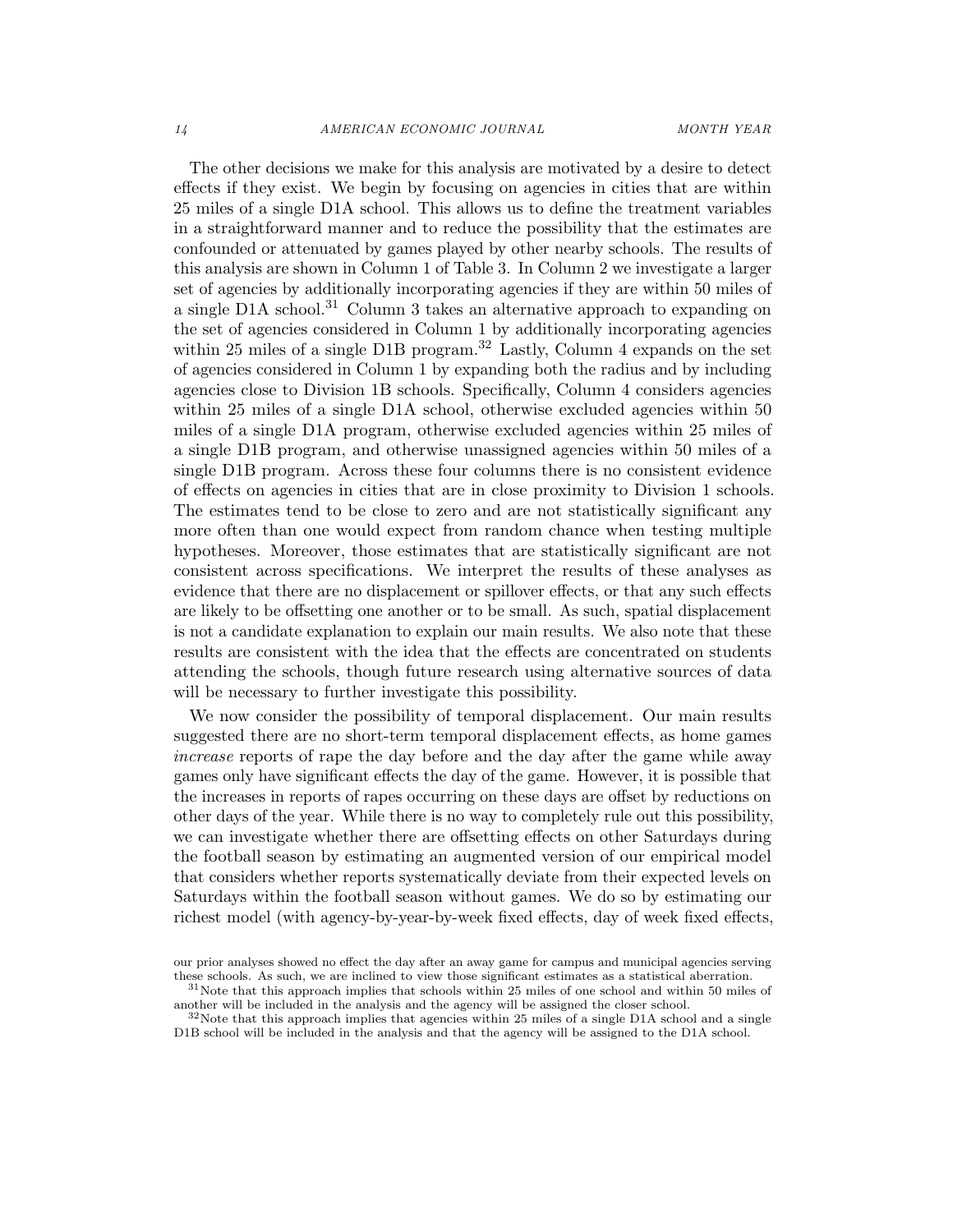The other decisions we make for this analysis are motivated by a desire to detect effects if they exist. We begin by focusing on agencies in cities that are within 25 miles of a single D1A school. This allows us to define the treatment variables in a straightforward manner and to reduce the possibility that the estimates are confounded or attenuated by games played by other nearby schools. The results of this analysis are shown in Column 1 of Table 3. In Column 2 we investigate a larger set of agencies by additionally incorporating agencies if they are within 50 miles of a single D1A school.[31] Column 3 takes an alternative approach to expanding on the set of agencies considered in Column 1 by additionally incorporating agencies within 25 miles of a single D1B program.[32] Lastly, Column 4 expands on the set of agencies considered in Column 1 by expanding both the radius and by including agencies close to Division 1B schools. Specifically, Column 4 considers agencies within 25 miles of a single D1A school, otherwise excluded agencies within 50 miles of a single D1A program, otherwise excluded agencies within 25 miles of a single D1B program, and otherwise unassigned agencies within 50 miles of a single D1B program. Across these four columns there is no consistent evidence of effects on agencies in cities that are in close proximity to Division 1 schools. The estimates tend to be close to zero and are not statistically significant any more often than one would expect from random chance when testing multiple hypotheses. Moreover, those estimates that are statistically significant are not consistent across specifications. We interpret the results of these analyses as evidence that there are no displacement or spillover effects, or that any such effects are likely to be offsetting one another or to be small. As such, spatial displacement is not a candidate explanation to explain our main results. We also note that these results are consistent with the idea that the effects are concentrated on students attending the schools, though future research using alternative sources of data will be necessary to further investigate this possibility.

We now consider the possibility of temporal displacement. Our main results suggested there are no short-term temporal displacement effects, as home games *increase* reports of rape the day before and the day after the game while away games only have significant effects the day of the game. However, it is possible that the increases in reports of rapes occurring on these days are offset by reductions on other days of the year. While there is no way to completely rule out this possibility, we can investigate whether there are offsetting effects on other Saturdays during the football season by estimating an augmented version of our empirical model that considers whether reports systematically deviate from their expected levels on Saturdays within the football season without games. We do so by estimating our richest model (with agency-by-year-by-week fixed effects, day of week fixed effects,

our prior analyses showed no effect the day after an away game for campus and municipal agencies serving these schools. As such, we are inclined to view those significant estimates as a statistical aberration.

[31] Note that this approach implies that schools within 25 miles of one school and within 50 miles of another will be included in the analysis and the agency will be assigned the closer school.

[32] Note that this approach implies that agencies within 25 miles of a single D1A school and a single D1B school will be included in the analysis and that the agency will be assigned to the D1A school.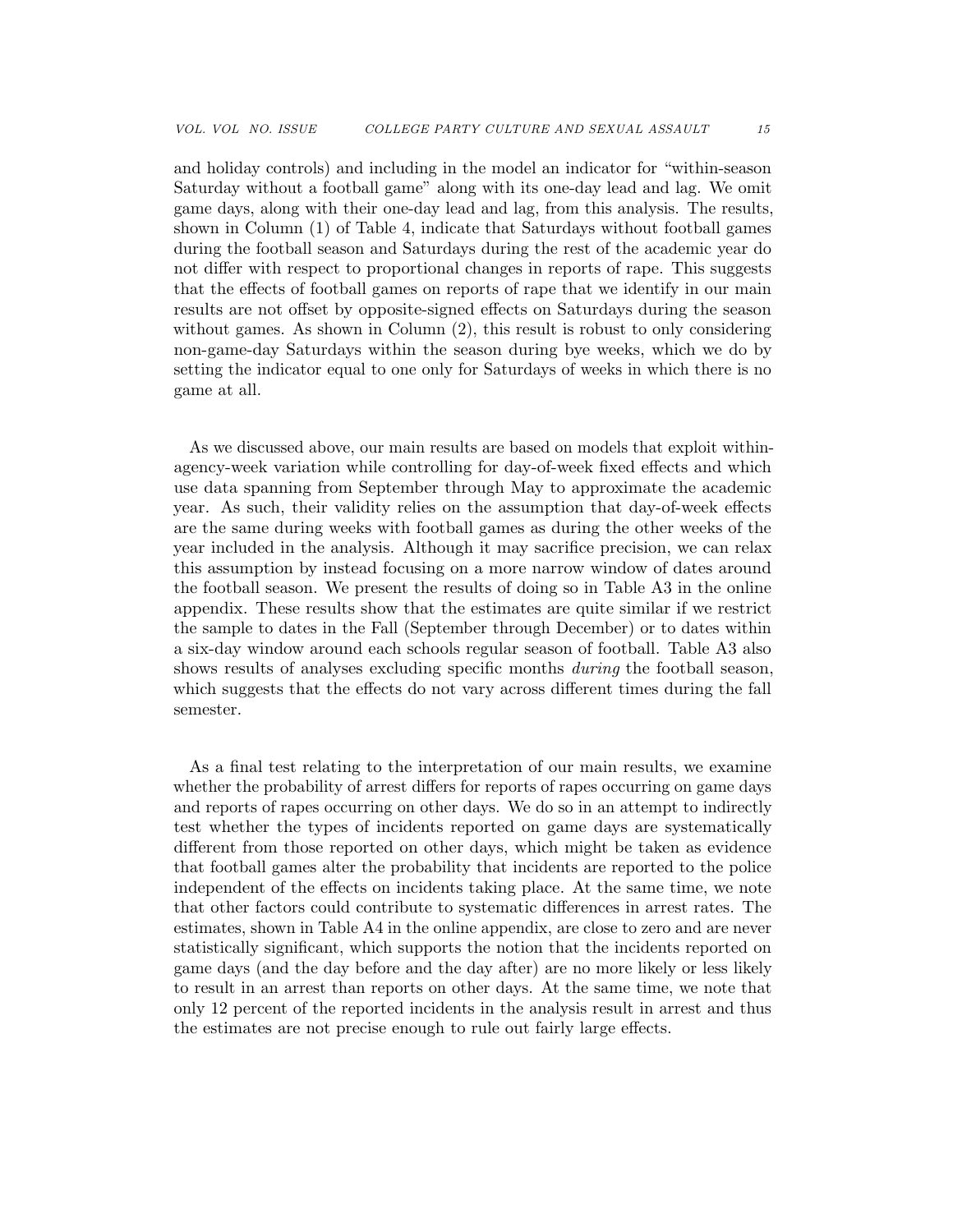and holiday controls) and including in the model an indicator for "within-season Saturday without a football game" along with its one-day lead and lag. We omit game days, along with their one-day lead and lag, from this analysis. The results, shown in Column (1) of Table 4, indicate that Saturdays without football games during the football season and Saturdays during the rest of the academic year do not differ with respect to proportional changes in reports of rape. This suggests that the effects of football games on reports of rape that we identify in our main results are not offset by opposite-signed effects on Saturdays during the season without games. As shown in Column (2), this result is robust to only considering non-game-day Saturdays within the season during bye weeks, which we do by setting the indicator equal to one only for Saturdays of weeks in which there is no game at all.

As we discussed above, our main results are based on models that exploit within-agency-week variation while controlling for day-of-week fixed effects and which use data spanning from September through May to approximate the academic year. As such, their validity relies on the assumption that day-of-week effects are the same during weeks with football games as during the other weeks of the year included in the analysis. Although it may sacrifice precision, we can relax this assumption by instead focusing on a more narrow window of dates around the football season. We present the results of doing so in Table A3 in the online appendix. These results show that the estimates are quite similar if we restrict the sample to dates in the Fall (September through December) or to dates within a six-day window around each schools regular season of football. Table A3 also shows results of analyses excluding specific months *during* the football season, which suggests that the effects do not vary across different times during the fall semester.

As a final test relating to the interpretation of our main results, we examine whether the probability of arrest differs for reports of rapes occurring on game days and reports of rapes occurring on other days. We do so in an attempt to indirectly test whether the types of incidents reported on game days are systematically different from those reported on other days, which might be taken as evidence that football games alter the probability that incidents are reported to the police independent of the effects on incidents taking place. At the same time, we note that other factors could contribute to systematic differences in arrest rates. The estimates, shown in Table A4 in the online appendix, are close to zero and are never statistically significant, which supports the notion that the incidents reported on game days (and the day before and the day after) are no more likely or less likely to result in an arrest than reports on other days. At the same time, we note that only 12 percent of the reported incidents in the analysis result in arrest and thus the estimates are not precise enough to rule out fairly large effects.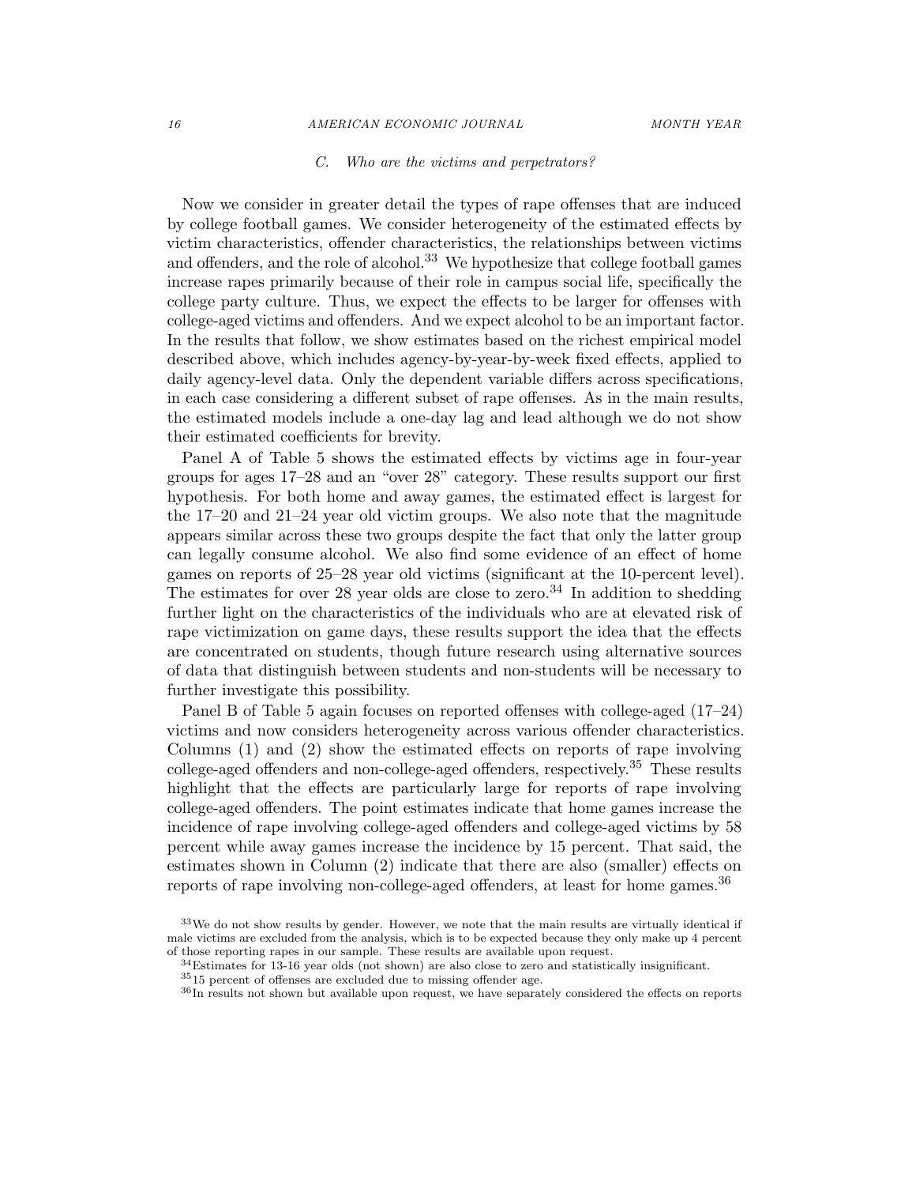### C. *Who are the victims and perpetrators?*

Now we consider in greater detail the types of rape offenses that are induced by college football games. We consider heterogeneity of the estimated effects by victim characteristics, offender characteristics, the relationships between victims and offenders, and the role of alcohol.[33] We hypothesize that college football games increase rapes primarily because of their role in campus social life, specifically the college party culture. Thus, we expect the effects to be larger for offenses with college-aged victims and offenders. And we expect alcohol to be an important factor. In the results that follow, we show estimates based on the richest empirical model described above, which includes agency-by-year-by-week fixed effects, applied to daily agency-level data. Only the dependent variable differs across specifications, in each case considering a different subset of rape offenses. As in the main results, the estimated models include a one-day lag and lead although we do not show their estimated coefficients for brevity.

Panel A of Table 5 shows the estimated effects by victims age in four-year groups for ages 17–28 and an "over 28" category. These results support our first hypothesis. For both home and away games, the estimated effect is largest for the 17–20 and 21–24 year old victim groups. We also note that the magnitude appears similar across these two groups despite the fact that only the latter group can legally consume alcohol. We also find some evidence of an effect of home games on reports of 25–28 year old victims (significant at the 10-percent level). The estimates for over 28 year olds are close to zero.[34] In addition to shedding further light on the characteristics of the individuals who are at elevated risk of rape victimization on game days, these results support the idea that the effects are concentrated on students, though future research using alternative sources of data that distinguish between students and non-students will be necessary to further investigate this possibility.

Panel B of Table 5 again focuses on reported offenses with college-aged (17–24) victims and now considers heterogeneity across various offender characteristics. Columns (1) and (2) show the estimated effects on reports of rape involving college-aged offenders and non-college-aged offenders, respectively.[35] These results highlight that the effects are particularly large for reports of rape involving college-aged offenders. The point estimates indicate that home games increase the incidence of rape involving college-aged offenders and college-aged victims by 58 percent while away games increase the incidence by 15 percent. That said, the estimates shown in Column (2) indicate that there are also (smaller) effects on reports of rape involving non-college-aged offenders, at least for home games.[36]

[33] We do not show results by gender. However, we note that the main results are virtually identical if male victims are excluded from the analysis, which is to be expected because they only make up 4 percent of those reporting rapes in our sample. These results are available upon request.

[34] Estimates for 13-16 year olds (not shown) are also close to zero and statistically insignificant.

[35] 15 percent of offenses are excluded due to missing offender age.

[36] In results not shown but available upon request, we have separately considered the effects on reports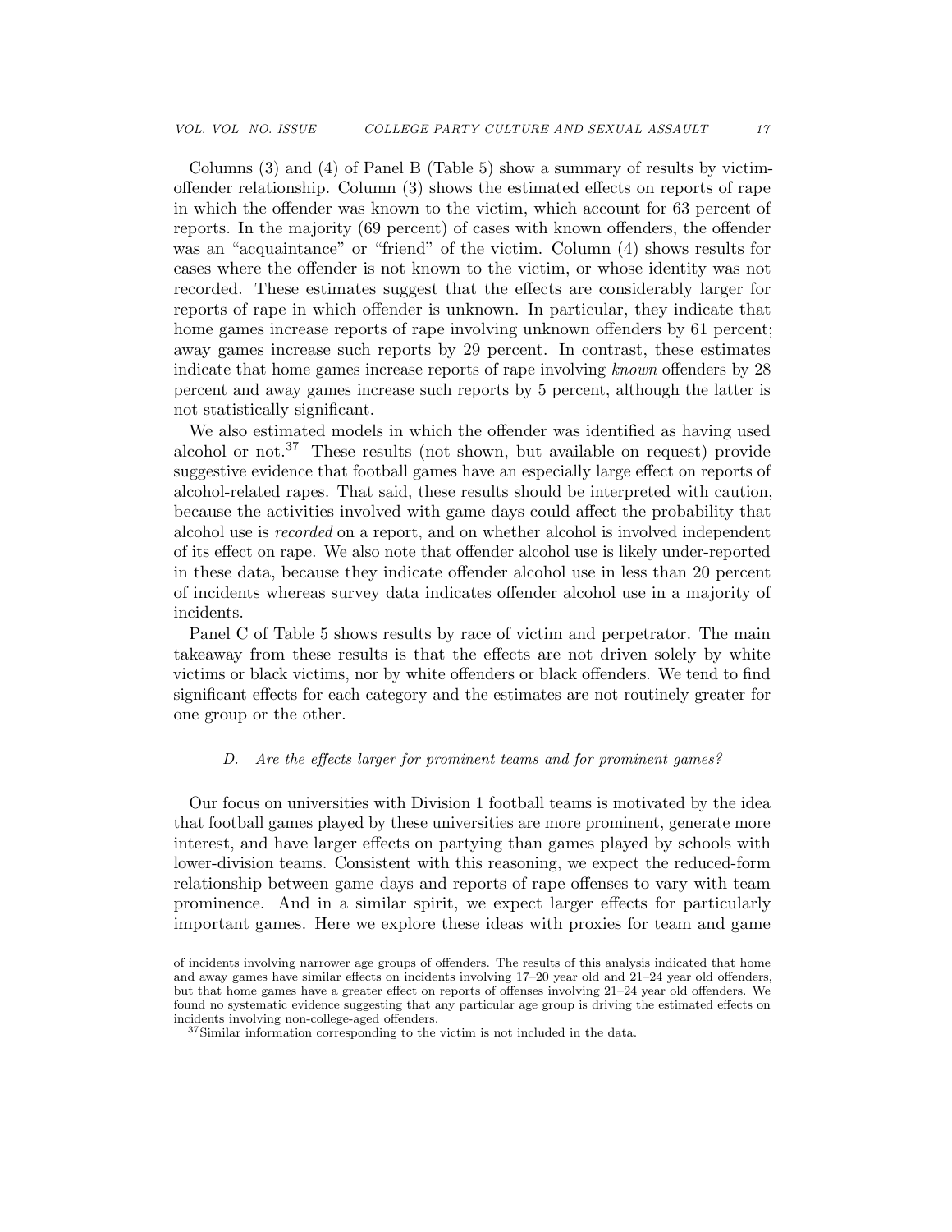Columns (3) and (4) of Panel B (Table 5) show a summary of results by victim-offender relationship. Column (3) shows the estimated effects on reports of rape in which the offender was known to the victim, which account for 63 percent of reports. In the majority (69 percent) of cases with known offenders, the offender was an "acquaintance" or "friend" of the victim. Column (4) shows results for cases where the offender is not known to the victim, or whose identity was not recorded. These estimates suggest that the effects are considerably larger for reports of rape in which offender is unknown. In particular, they indicate that home games increase reports of rape involving unknown offenders by 61 percent; away games increase such reports by 29 percent. In contrast, these estimates indicate that home games increase reports of rape involving *known* offenders by 28 percent and away games increase such reports by 5 percent, although the latter is not statistically significant.

We also estimated models in which the offender was identified as having used alcohol or not.[37] These results (not shown, but available on request) provide suggestive evidence that football games have an especially large effect on reports of alcohol-related rapes. That said, these results should be interpreted with caution, because the activities involved with game days could affect the probability that alcohol use is *recorded* on a report, and on whether alcohol is involved independent of its effect on rape. We also note that offender alcohol use is likely under-reported in these data, because they indicate offender alcohol use in less than 20 percent of incidents whereas survey data indicates offender alcohol use in a majority of incidents.

Panel C of Table 5 shows results by race of victim and perpetrator. The main takeaway from these results is that the effects are not driven solely by white victims or black victims, nor by white offenders or black offenders. We tend to find significant effects for each category and the estimates are not routinely greater for one group or the other.

### D. *Are the effects larger for prominent teams and for prominent games?*

Our focus on universities with Division 1 football teams is motivated by the idea that football games played by these universities are more prominent, generate more interest, and have larger effects on partying than games played by schools with lower-division teams. Consistent with this reasoning, we expect the reduced-form relationship between game days and reports of rape offenses to vary with team prominence. And in a similar spirit, we expect larger effects for particularly important games. Here we explore these ideas with proxies for team and game

of incidents involving narrower age groups of offenders. The results of this analysis indicated that home and away games have similar effects on incidents involving 17–20 year old and 21–24 year old offenders, but that home games have a greater effect on reports of offenses involving 21–24 year old offenders. We found no systematic evidence suggesting that any particular age group is driving the estimated effects on incidents involving non-college-aged offenders.

[37]Similar information corresponding to the victim is not included in the data.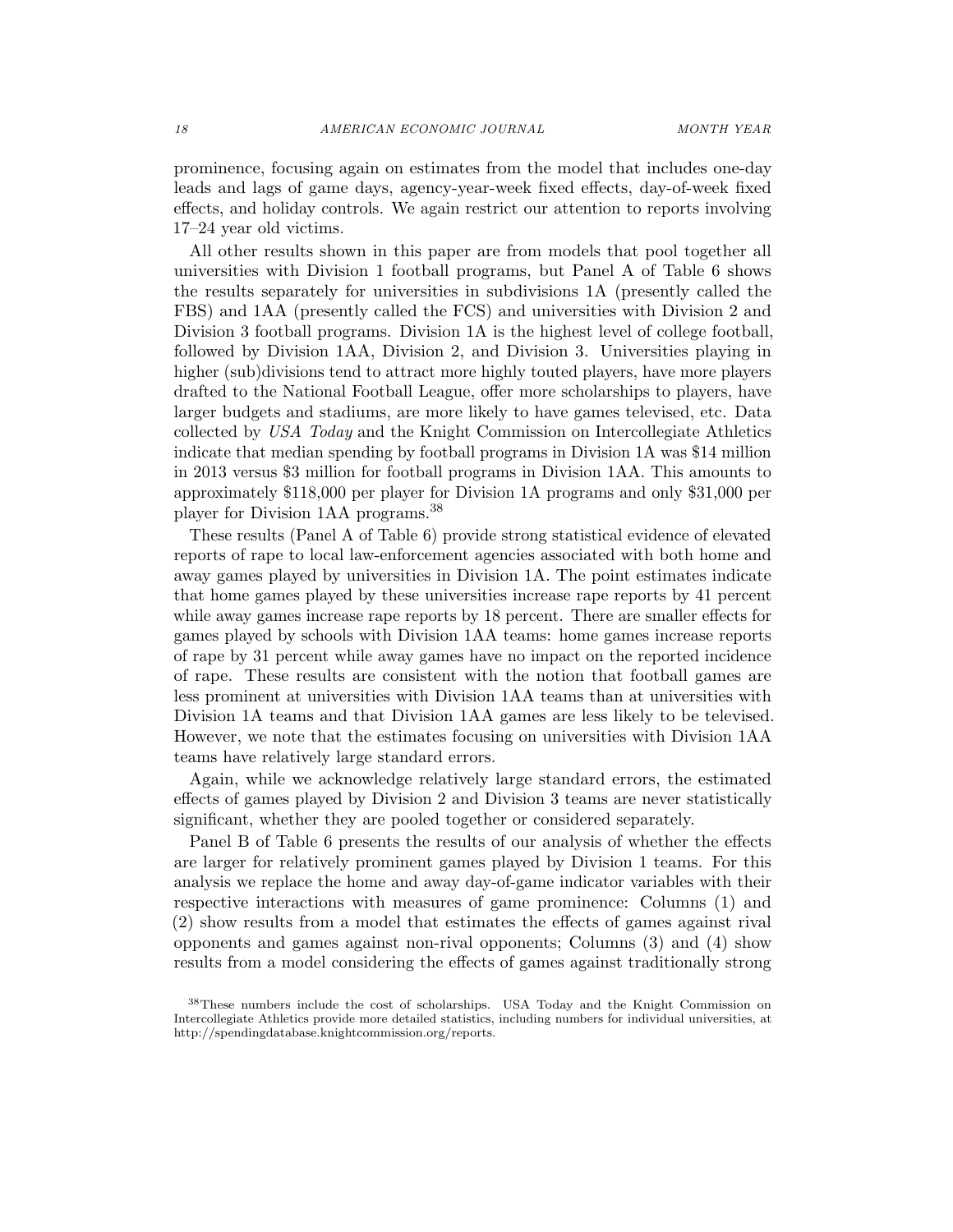prominence, focusing again on estimates from the model that includes one-day leads and lags of game days, agency-year-week fixed effects, day-of-week fixed effects, and holiday controls. We again restrict our attention to reports involving 17–24 year old victims.

All other results shown in this paper are from models that pool together all universities with Division 1 football programs, but Panel A of Table 6 shows the results separately for universities in subdivisions 1A (presently called the FBS) and 1AA (presently called the FCS) and universities with Division 2 and Division 3 football programs. Division 1A is the highest level of college football, followed by Division 1AA, Division 2, and Division 3. Universities playing in higher (sub)divisions tend to attract more highly touted players, have more players drafted to the National Football League, offer more scholarships to players, have larger budgets and stadiums, are more likely to have games televised, etc. Data collected by *USA Today* and the Knight Commission on Intercollegiate Athletics indicate that median spending by football programs in Division 1A was \$14 million in 2013 versus \$3 million for football programs in Division 1AA. This amounts to approximately \$118,000 per player for Division 1A programs and only \$31,000 per player for Division 1AA programs.[38]

These results (Panel A of Table 6) provide strong statistical evidence of elevated reports of rape to local law-enforcement agencies associated with both home and away games played by universities in Division 1A. The point estimates indicate that home games played by these universities increase rape reports by 41 percent while away games increase rape reports by 18 percent. There are smaller effects for games played by schools with Division 1AA teams: home games increase reports of rape by 31 percent while away games have no impact on the reported incidence of rape. These results are consistent with the notion that football games are less prominent at universities with Division 1AA teams than at universities with Division 1A teams and that Division 1AA games are less likely to be televised. However, we note that the estimates focusing on universities with Division 1AA teams have relatively large standard errors.

Again, while we acknowledge relatively large standard errors, the estimated effects of games played by Division 2 and Division 3 teams are never statistically significant, whether they are pooled together or considered separately.

Panel B of Table 6 presents the results of our analysis of whether the effects are larger for relatively prominent games played by Division 1 teams. For this analysis we replace the home and away day-of-game indicator variables with their respective interactions with measures of game prominence: Columns (1) and (2) show results from a model that estimates the effects of games against rival opponents and games against non-rival opponents; Columns (3) and (4) show results from a model considering the effects of games against traditionally strong

[38]These numbers include the cost of scholarships. USA Today and the Knight Commission on Intercollegiate Athletics provide more detailed statistics, including numbers for individual universities, at http://spendingdatabase.knightcommission.org/reports.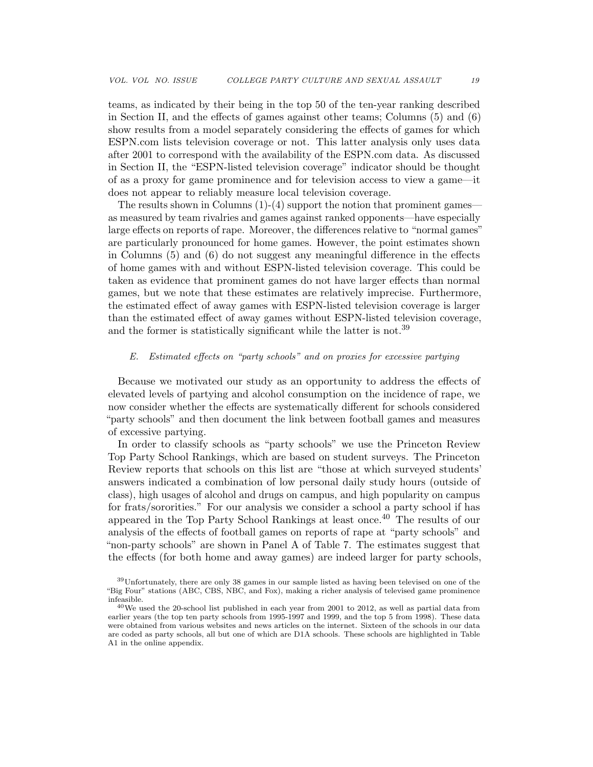teams, as indicated by their being in the top 50 of the ten-year ranking described in Section II, and the effects of games against other teams; Columns (5) and (6) show results from a model separately considering the effects of games for which ESPN.com lists television coverage or not. This latter analysis only uses data after 2001 to correspond with the availability of the ESPN.com data. As discussed in Section II, the "ESPN-listed television coverage" indicator should be thought of as a proxy for game prominence and for television access to view a game—it does not appear to reliably measure local television coverage.

The results shown in Columns (1)-(4) support the notion that prominent games—as measured by team rivalries and games against ranked opponents—have especially large effects on reports of rape. Moreover, the differences relative to "normal games" are particularly pronounced for home games. However, the point estimates shown in Columns (5) and (6) do not suggest any meaningful difference in the effects of home games with and without ESPN-listed television coverage. This could be taken as evidence that prominent games do not have larger effects than normal games, but we note that these estimates are relatively imprecise. Furthermore, the estimated effect of away games with ESPN-listed television coverage is larger than the estimated effect of away games without ESPN-listed television coverage, and the former is statistically significant while the latter is not.[39]

### *E. Estimated effects on "party schools" and on proxies for excessive partying*

Because we motivated our study as an opportunity to address the effects of elevated levels of partying and alcohol consumption on the incidence of rape, we now consider whether the effects are systematically different for schools considered "party schools" and then document the link between football games and measures of excessive partying.

In order to classify schools as "party schools" we use the Princeton Review Top Party School Rankings, which are based on student surveys. The Princeton Review reports that schools on this list are "those at which surveyed students' answers indicated a combination of low personal daily study hours (outside of class), high usages of alcohol and drugs on campus, and high popularity on campus for frats/sororities." For our analysis we consider a school a party school if has appeared in the Top Party School Rankings at least once.[40] The results of our analysis of the effects of football games on reports of rape at "party schools" and "non-party schools" are shown in Panel A of Table 7. The estimates suggest that the effects (for both home and away games) are indeed larger for party schools,

[39]Unfortunately, there are only 38 games in our sample listed as having been televised on one of the "Big Four" stations (ABC, CBS, NBC, and Fox), making a richer analysis of televised game prominence infeasible.

[40]We used the 20-school list published in each year from 2001 to 2012, as well as partial data from earlier years (the top ten party schools from 1995-1997 and 1999, and the top 5 from 1998). These data were obtained from various websites and news articles on the internet. Sixteen of the schools in our data are coded as party schools, all but one of which are D1A schools. These schools are highlighted in Table A1 in the online appendix.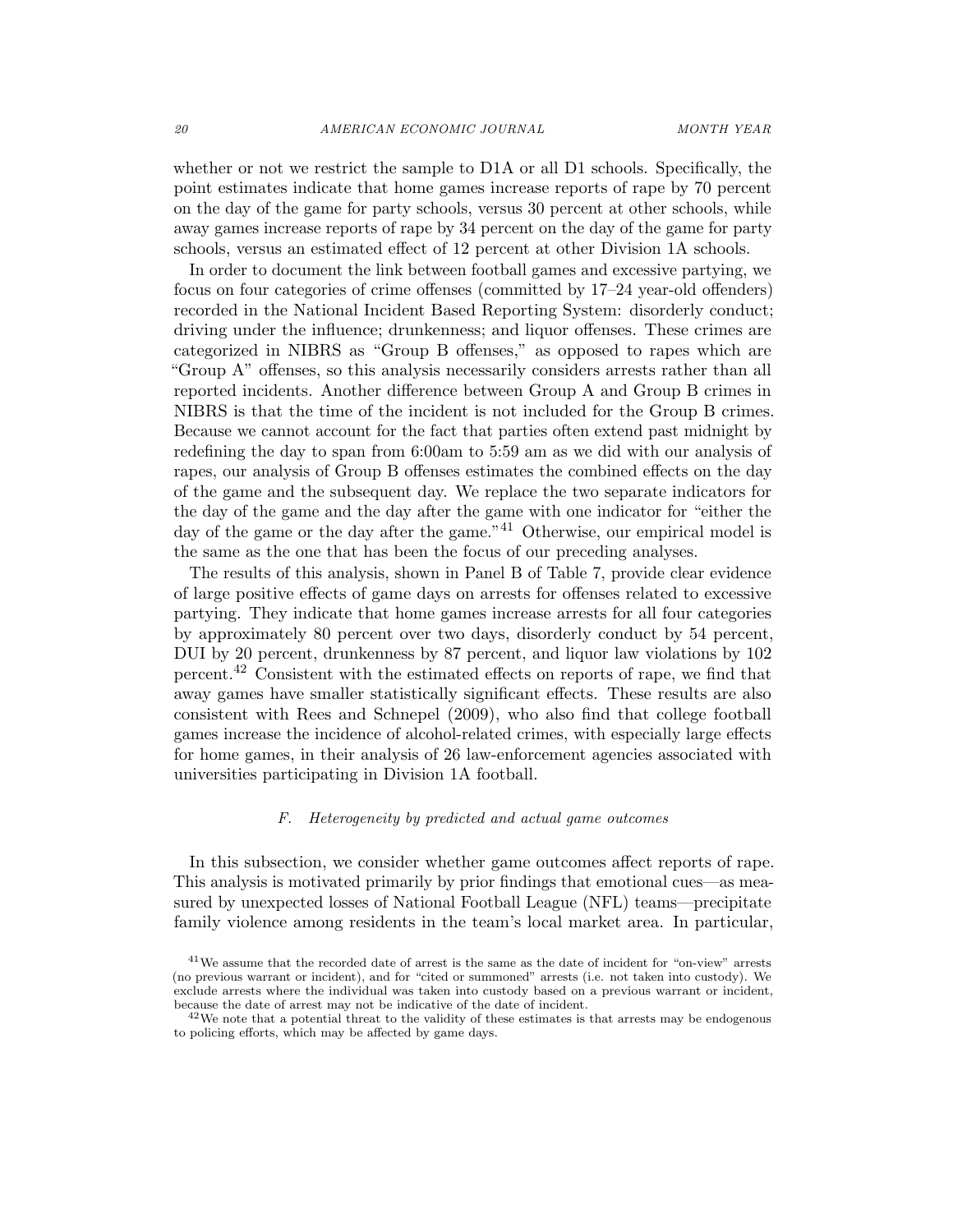whether or not we restrict the sample to D1A or all D1 schools. Specifically, the point estimates indicate that home games increase reports of rape by 70 percent on the day of the game for party schools, versus 30 percent at other schools, while away games increase reports of rape by 34 percent on the day of the game for party schools, versus an estimated effect of 12 percent at other Division 1A schools.

In order to document the link between football games and excessive partying, we focus on four categories of crime offenses (committed by 17–24 year-old offenders) recorded in the National Incident Based Reporting System: disorderly conduct; driving under the influence; drunkenness; and liquor offenses. These crimes are categorized in NIBRS as "Group B offenses," as opposed to rapes which are "Group A" offenses, so this analysis necessarily considers arrests rather than all reported incidents. Another difference between Group A and Group B crimes in NIBRS is that the time of the incident is not included for the Group B crimes. Because we cannot account for the fact that parties often extend past midnight by redefining the day to span from 6:00am to 5:59 am as we did with our analysis of rapes, our analysis of Group B offenses estimates the combined effects on the day of the game and the subsequent day. We replace the two separate indicators for the day of the game and the day after the game with one indicator for "either the day of the game or the day after the game."[41] Otherwise, our empirical model is the same as the one that has been the focus of our preceding analyses.

The results of this analysis, shown in Panel B of Table 7, provide clear evidence of large positive effects of game days on arrests for offenses related to excessive partying. They indicate that home games increase arrests for all four categories by approximately 80 percent over two days, disorderly conduct by 54 percent, DUI by 20 percent, drunkenness by 87 percent, and liquor law violations by 102 percent.[42] Consistent with the estimated effects on reports of rape, we find that away games have smaller statistically significant effects. These results are also consistent with Rees and Schnepel (2009), who also find that college football games increase the incidence of alcohol-related crimes, with especially large effects for home games, in their analysis of 26 law-enforcement agencies associated with universities participating in Division 1A football.

### *F. Heterogeneity by predicted and actual game outcomes*

In this subsection, we consider whether game outcomes affect reports of rape. This analysis is motivated primarily by prior findings that emotional cues—as measured by unexpected losses of National Football League (NFL) teams—precipitate family violence among residents in the team's local market area. In particular,

[41] We assume that the recorded date of arrest is the same as the date of incident for "on-view" arrests (no previous warrant or incident), and for "cited or summoned" arrests (i.e. not taken into custody). We exclude arrests where the individual was taken into custody based on a previous warrant or incident, because the date of arrest may not be indicative of the date of incident.

[42] We note that a potential threat to the validity of these estimates is that arrests may be endogenous to policing efforts, which may be affected by game days.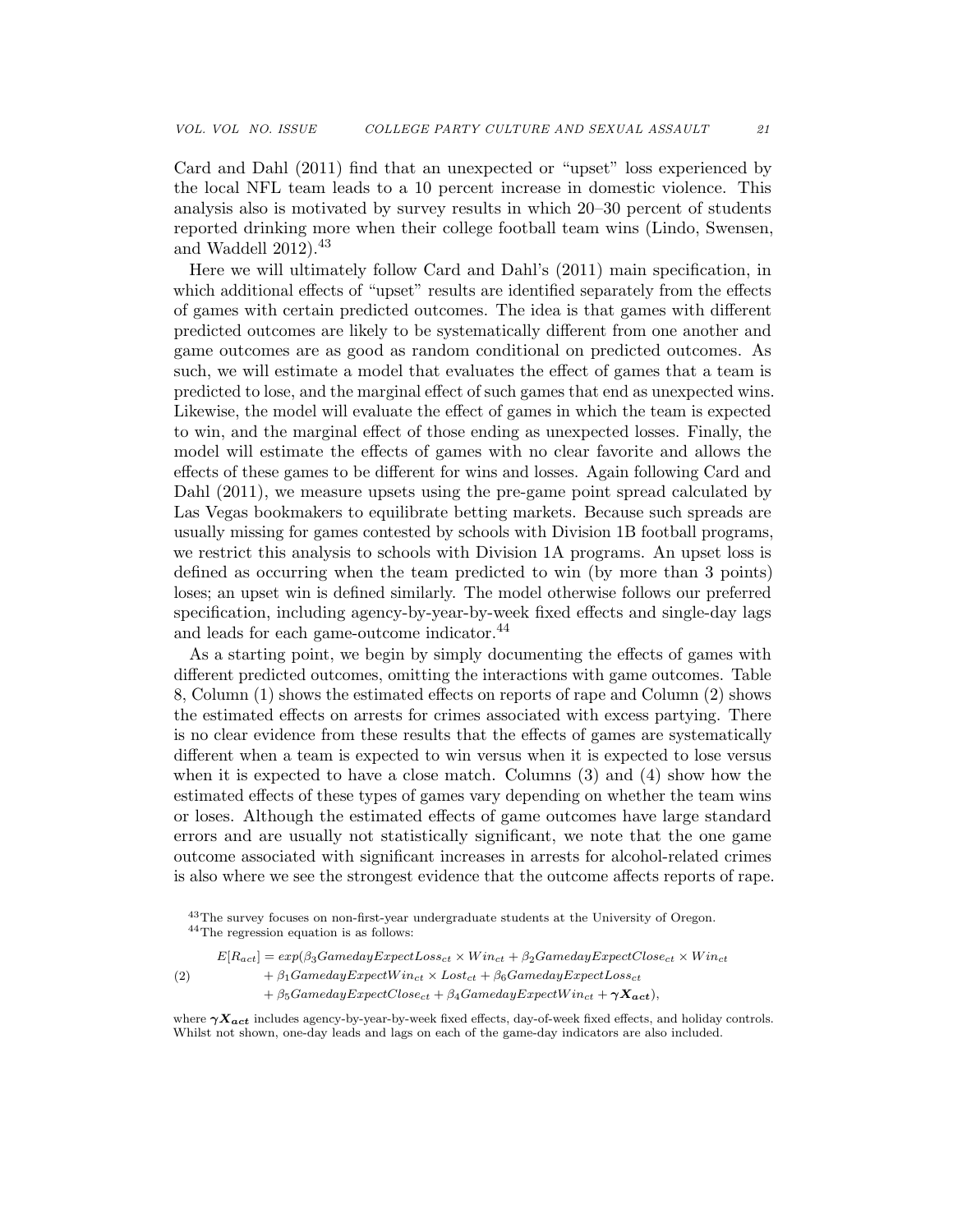Card and Dahl (2011) find that an unexpected or "upset" loss experienced by the local NFL team leads to a 10 percent increase in domestic violence. This analysis also is motivated by survey results in which 20–30 percent of students reported drinking more when their college football team wins (Lindo, Swensen, and Waddell 2012).[43]

Here we will ultimately follow Card and Dahl's (2011) main specification, in which additional effects of "upset" results are identified separately from the effects of games with certain predicted outcomes. The idea is that games with different predicted outcomes are likely to be systematically different from one another and game outcomes are as good as random conditional on predicted outcomes. As such, we will estimate a model that evaluates the effect of games that a team is predicted to lose, and the marginal effect of such games that end as unexpected wins. Likewise, the model will evaluate the effect of games in which the team is expected to win, and the marginal effect of those ending as unexpected losses. Finally, the model will estimate the effects of games with no clear favorite and allows the effects of these games to be different for wins and losses. Again following Card and Dahl (2011), we measure upsets using the pre-game point spread calculated by Las Vegas bookmakers to equilibrate betting markets. Because such spreads are usually missing for games contested by schools with Division 1B football programs, we restrict this analysis to schools with Division 1A programs. An upset loss is defined as occurring when the team predicted to win (by more than 3 points) loses; an upset win is defined similarly. The model otherwise follows our preferred specification, including agency-by-year-by-week fixed effects and single-day lags and leads for each game-outcome indicator.[44]

As a starting point, we begin by simply documenting the effects of games with different predicted outcomes, omitting the interactions with game outcomes. Table 8, Column (1) shows the estimated effects on reports of rape and Column (2) shows the estimated effects on arrests for crimes associated with excess partying. There is no clear evidence from these results that the effects of games are systematically different when a team is expected to win versus when it is expected to lose versus when it is expected to have a close match. Columns (3) and (4) show how the estimated effects of these types of games vary depending on whether the team wins or loses. Although the estimated effects of game outcomes have large standard errors and are usually not statistically significant, we note that the one game outcome associated with significant increases in arrests for alcohol-related crimes is also where we see the strongest evidence that the outcome affects reports of rape.

[43]The survey focuses on non-first-year undergraduate students at the University of Oregon.

[44]The regression equation is as follows:

$$
\begin{aligned}
E[R_{act}] = exp(&\beta_3 GamedayExpectLoss_{ct} \times Win_{ct} + \beta_2 GamedayExpectClose_{ct} \times Win_{ct} \\
&+ \beta_1 GamedayExpectWin_{ct} \times Lost_{ct} + \beta_6 GamedayExpectLoss_{ct} \\
&+ \beta_5 GamedayExpectClose_{ct} + \beta_4 GamedayExpectWin_{ct} + \boldsymbol{\gamma X_{act}}),
\end{aligned}
\tag{2}
$$

where $\boldsymbol{\gamma X_{act}}$ includes agency-by-year-by-week fixed effects, day-of-week fixed effects, and holiday controls. Whilst not shown, one-day leads and lags on each of the game-day indicators are also included.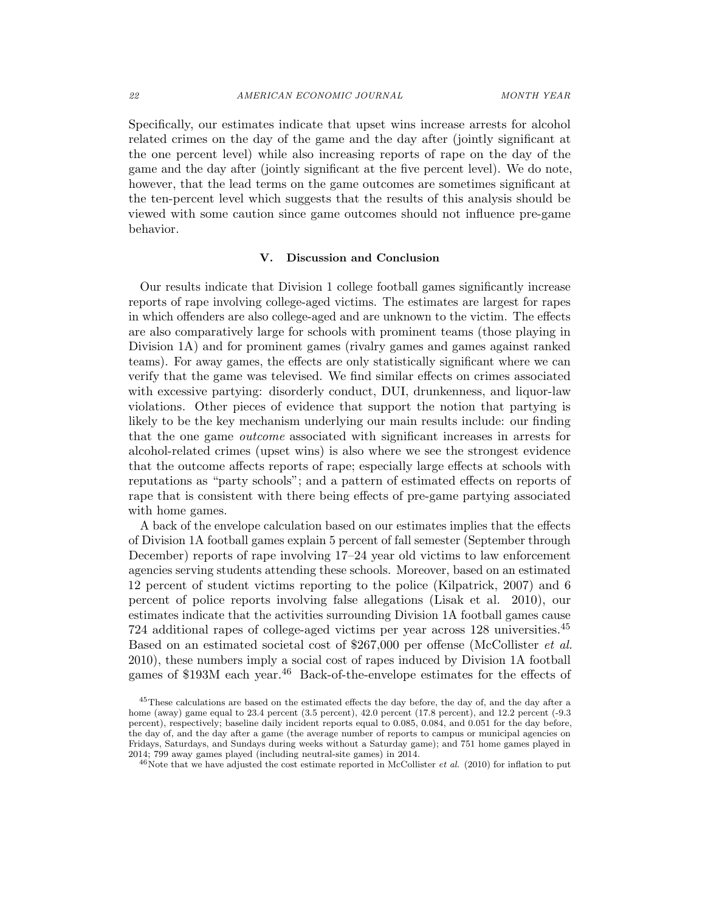Specifically, our estimates indicate that upset wins increase arrests for alcohol related crimes on the day of the game and the day after (jointly significant at the one percent level) while also increasing reports of rape on the day of the game and the day after (jointly significant at the five percent level). We do note, however, that the lead terms on the game outcomes are sometimes significant at the ten-percent level which suggests that the results of this analysis should be viewed with some caution since game outcomes should not influence pre-game behavior.

## V. Discussion and Conclusion

Our results indicate that Division 1 college football games significantly increase reports of rape involving college-aged victims. The estimates are largest for rapes in which offenders are also college-aged and are unknown to the victim. The effects are also comparatively large for schools with prominent teams (those playing in Division 1A) and for prominent games (rivalry games and games against ranked teams). For away games, the effects are only statistically significant where we can verify that the game was televised. We find similar effects on crimes associated with excessive partying: disorderly conduct, DUI, drunkenness, and liquor-law violations. Other pieces of evidence that support the notion that partying is likely to be the key mechanism underlying our main results include: our finding that the one game *outcome* associated with significant increases in arrests for alcohol-related crimes (upset wins) is also where we see the strongest evidence that the outcome affects reports of rape; especially large effects at schools with reputations as "party schools"; and a pattern of estimated effects on reports of rape that is consistent with there being effects of pre-game partying associated with home games.

A back of the envelope calculation based on our estimates implies that the effects of Division 1A football games explain 5 percent of fall semester (September through December) reports of rape involving 17–24 year old victims to law enforcement agencies serving students attending these schools. Moreover, based on an estimated 12 percent of student victims reporting to the police (Kilpatrick, 2007) and 6 percent of police reports involving false allegations (Lisak et al. 2010), our estimates indicate that the activities surrounding Division 1A football games cause 724 additional rapes of college-aged victims per year across 128 universities.[45] Based on an estimated societal cost of $267,000 per offense (McCollister *et al.* 2010), these numbers imply a social cost of rapes induced by Division 1A football games of $193M each year.[46] Back-of-the-envelope estimates for the effects of

[45]These calculations are based on the estimated effects the day before, the day of, and the day after a home (away) game equal to 23.4 percent (3.5 percent), 42.0 percent (17.8 percent), and 12.2 percent (-9.3 percent), respectively; baseline daily incident reports equal to 0.085, 0.084, and 0.051 for the day before, the day of, and the day after a game (the average number of reports to campus or municipal agencies on Fridays, Saturdays, and Sundays during weeks without a Saturday game); and 751 home games played in 2014; 799 away games played (including neutral-site games) in 2014.

[46]Note that we have adjusted the cost estimate reported in McCollister *et al.* (2010) for inflation to put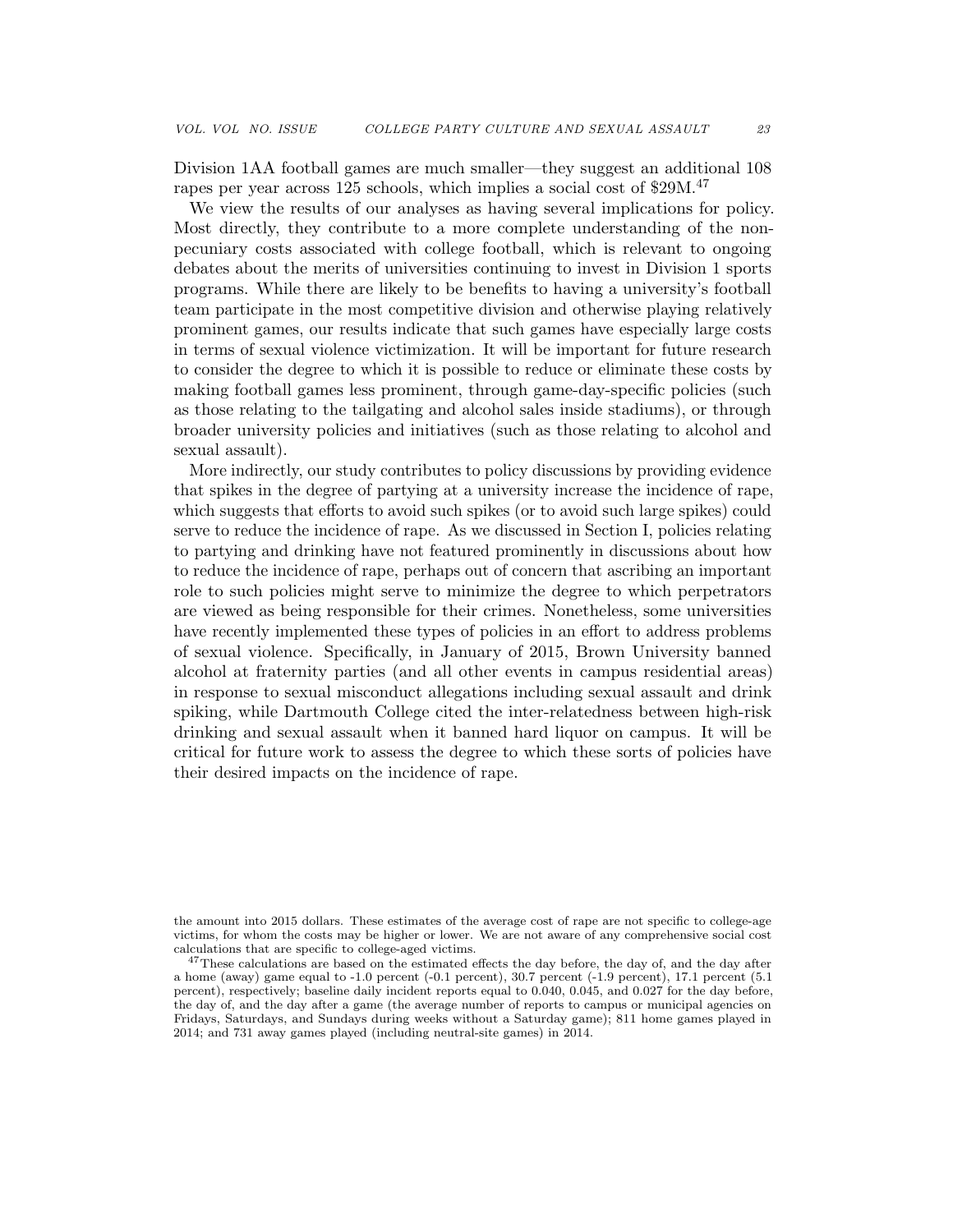Division 1AA football games are much smaller—they suggest an additional 108 rapes per year across 125 schools, which implies a social cost of \$29M.[47]

We view the results of our analyses as having several implications for policy. Most directly, they contribute to a more complete understanding of the non-pecuniary costs associated with college football, which is relevant to ongoing debates about the merits of universities continuing to invest in Division 1 sports programs. While there are likely to be benefits to having a university's football team participate in the most competitive division and otherwise playing relatively prominent games, our results indicate that such games have especially large costs in terms of sexual violence victimization. It will be important for future research to consider the degree to which it is possible to reduce or eliminate these costs by making football games less prominent, through game-day-specific policies (such as those relating to the tailgating and alcohol sales inside stadiums), or through broader university policies and initiatives (such as those relating to alcohol and sexual assault).

More indirectly, our study contributes to policy discussions by providing evidence that spikes in the degree of partying at a university increase the incidence of rape, which suggests that efforts to avoid such spikes (or to avoid such large spikes) could serve to reduce the incidence of rape. As we discussed in Section I, policies relating to partying and drinking have not featured prominently in discussions about how to reduce the incidence of rape, perhaps out of concern that ascribing an important role to such policies might serve to minimize the degree to which perpetrators are viewed as being responsible for their crimes. Nonetheless, some universities have recently implemented these types of policies in an effort to address problems of sexual violence. Specifically, in January of 2015, Brown University banned alcohol at fraternity parties (and all other events in campus residential areas) in response to sexual misconduct allegations including sexual assault and drink spiking, while Dartmouth College cited the inter-relatedness between high-risk drinking and sexual assault when it banned hard liquor on campus. It will be critical for future work to assess the degree to which these sorts of policies have their desired impacts on the incidence of rape.

the amount into 2015 dollars. These estimates of the average cost of rape are not specific to college-age victims, for whom the costs may be higher or lower. We are not aware of any comprehensive social cost calculations that are specific to college-aged victims.

[47]These calculations are based on the estimated effects the day before, the day of, and the day after a home (away) game equal to -1.0 percent (-0.1 percent), 30.7 percent (-1.9 percent), 17.1 percent (5.1 percent), respectively; baseline daily incident reports equal to 0.040, 0.045, and 0.027 for the day before, the day of, and the day after a game (the average number of reports to campus or municipal agencies on Fridays, Saturdays, and Sundays during weeks without a Saturday game); 811 home games played in 2014; and 731 away games played (including neutral-site games) in 2014.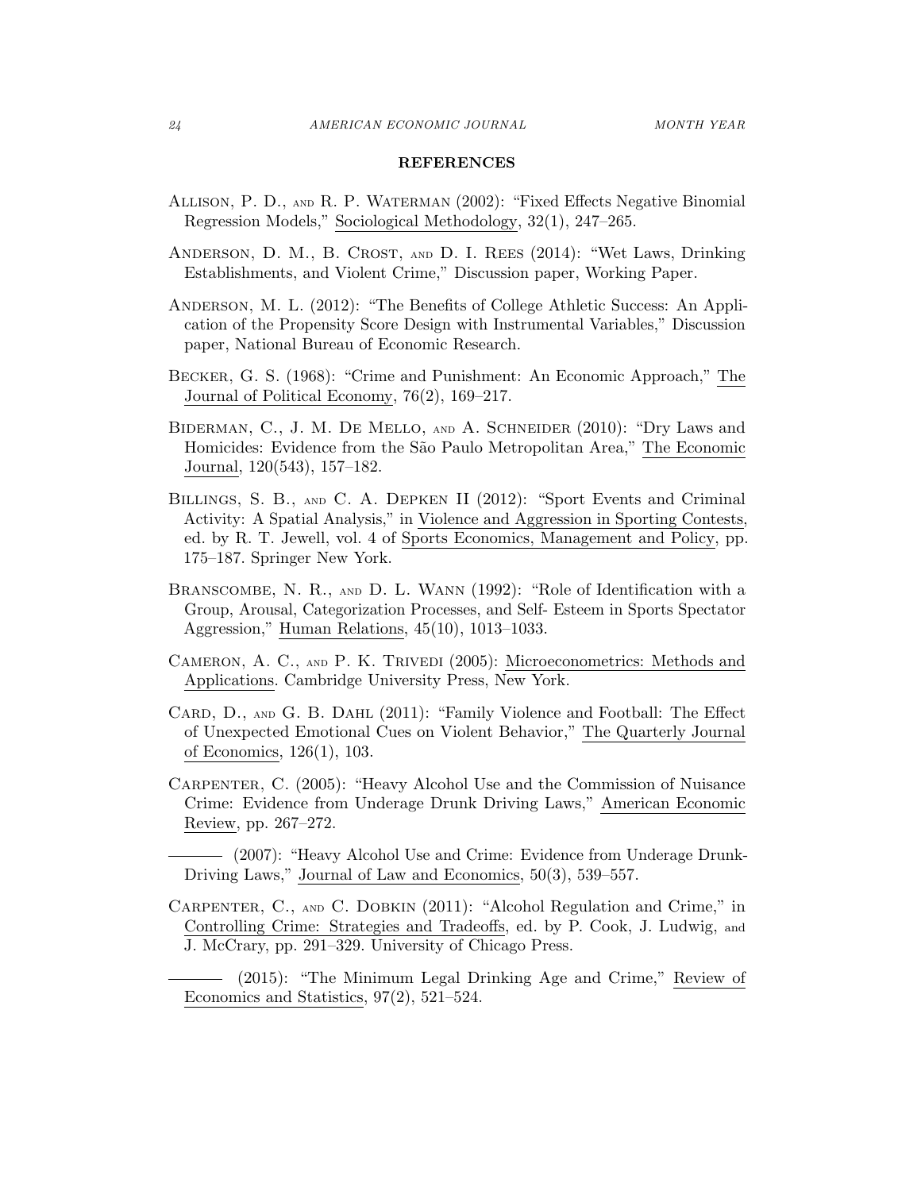## REFERENCES

Allison, P. D., and R. P. Waterman (2002): "Fixed Effects Negative Binomial Regression Models," Sociological Methodology, 32(1), 247–265.

Anderson, D. M., B. Crost, and D. I. Rees (2014): "Wet Laws, Drinking Establishments, and Violent Crime," Discussion paper, Working Paper.

Anderson, M. L. (2012): "The Benefits of College Athletic Success: An Application of the Propensity Score Design with Instrumental Variables," Discussion paper, National Bureau of Economic Research.

Becker, G. S. (1968): "Crime and Punishment: An Economic Approach," The Journal of Political Economy, 76(2), 169–217.

Biderman, C., J. M. De Mello, and A. Schneider (2010): "Dry Laws and Homicides: Evidence from the São Paulo Metropolitan Area," The Economic Journal, 120(543), 157–182.

Billings, S. B., and C. A. Depken II (2012): "Sport Events and Criminal Activity: A Spatial Analysis," in Violence and Aggression in Sporting Contests, ed. by R. T. Jewell, vol. 4 of Sports Economics, Management and Policy, pp. 175–187. Springer New York.

Branscombe, N. R., and D. L. Wann (1992): "Role of Identification with a Group, Arousal, Categorization Processes, and Self- Esteem in Sports Spectator Aggression," Human Relations, 45(10), 1013–1033.

Cameron, A. C., and P. K. Trivedi (2005): Microeconometrics: Methods and Applications. Cambridge University Press, New York.

Card, D., and G. B. Dahl (2011): "Family Violence and Football: The Effect of Unexpected Emotional Cues on Violent Behavior," The Quarterly Journal of Economics, 126(1), 103.

Carpenter, C. (2005): "Heavy Alcohol Use and the Commission of Nuisance Crime: Evidence from Underage Drunk Driving Laws," American Economic Review, pp. 267–272.

——— (2007): "Heavy Alcohol Use and Crime: Evidence from Underage Drunk-Driving Laws," Journal of Law and Economics, 50(3), 539–557.

Carpenter, C., and C. Dobkin (2011): "Alcohol Regulation and Crime," in Controlling Crime: Strategies and Tradeoffs, ed. by P. Cook, J. Ludwig, and J. McCrary, pp. 291–329. University of Chicago Press.

——— (2015): "The Minimum Legal Drinking Age and Crime," Review of Economics and Statistics, 97(2), 521–524.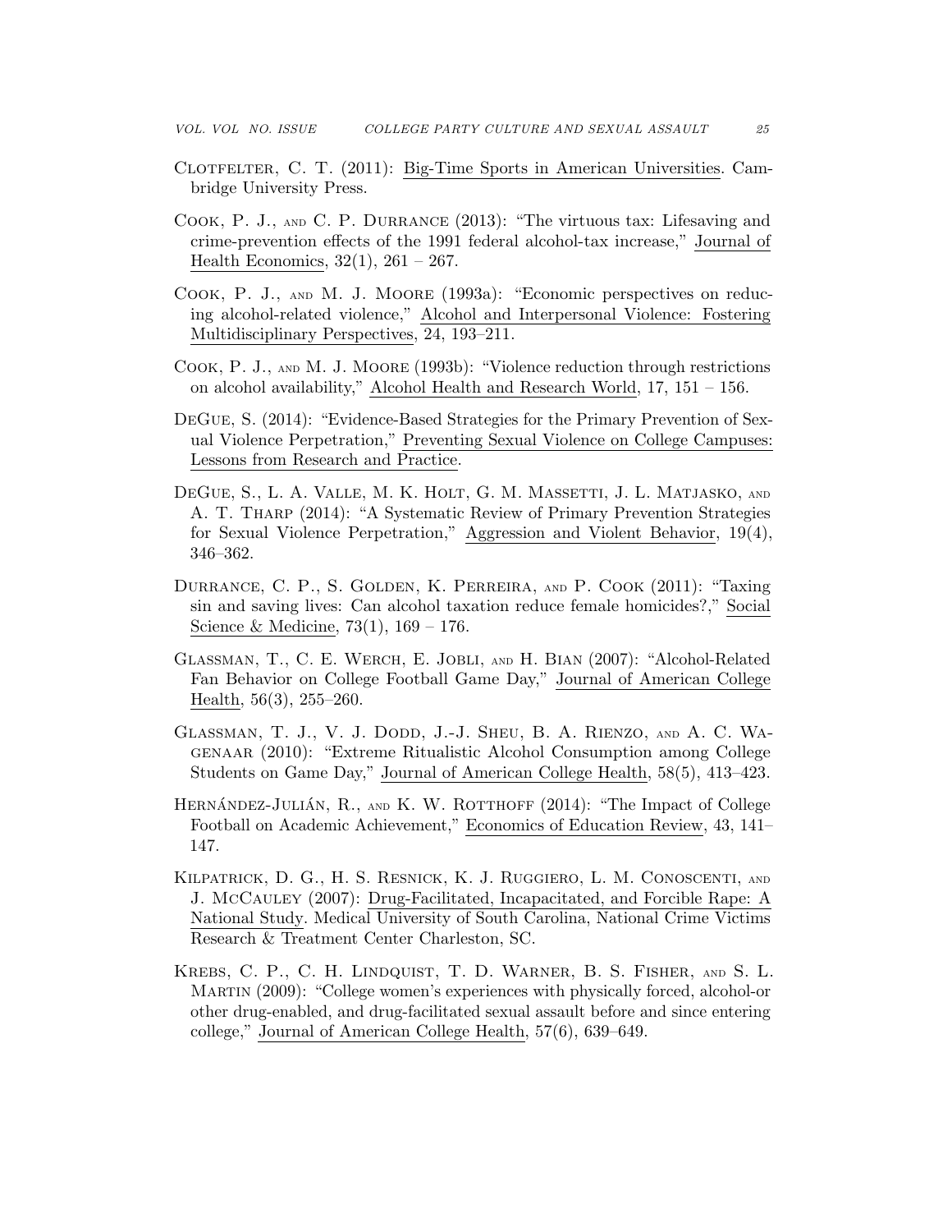Clotfelter, C. T. (2011): Big-Time Sports in American Universities. Cambridge University Press.

Cook, P. J., and C. P. Durrance (2013): "The virtuous tax: Lifesaving and crime-prevention effects of the 1991 federal alcohol-tax increase," Journal of Health Economics, 32(1), 261 – 267.

Cook, P. J., and M. J. Moore (1993a): "Economic perspectives on reducing alcohol-related violence," Alcohol and Interpersonal Violence: Fostering Multidisciplinary Perspectives, 24, 193–211.

Cook, P. J., and M. J. Moore (1993b): "Violence reduction through restrictions on alcohol availability," Alcohol Health and Research World, 17, 151 – 156.

DeGue, S. (2014): "Evidence-Based Strategies for the Primary Prevention of Sexual Violence Perpetration," Preventing Sexual Violence on College Campuses: Lessons from Research and Practice.

DeGue, S., L. A. Valle, M. K. Holt, G. M. Massetti, J. L. Matjasko, and A. T. Tharp (2014): "A Systematic Review of Primary Prevention Strategies for Sexual Violence Perpetration," Aggression and Violent Behavior, 19(4), 346–362.

Durrance, C. P., S. Golden, K. Perreira, and P. Cook (2011): "Taxing sin and saving lives: Can alcohol taxation reduce female homicides?," Social Science & Medicine, 73(1), 169 – 176.

Glassman, T., C. E. Werch, E. Jobli, and H. Bian (2007): "Alcohol-Related Fan Behavior on College Football Game Day," Journal of American College Health, 56(3), 255–260.

Glassman, T. J., V. J. Dodd, J.-J. Sheu, B. A. Rienzo, and A. C. Wagenaar (2010): "Extreme Ritualistic Alcohol Consumption among College Students on Game Day," Journal of American College Health, 58(5), 413–423.

Hernández-Julián, R., and K. W. Rotthoff (2014): "The Impact of College Football on Academic Achievement," Economics of Education Review, 43, 141–147.

Kilpatrick, D. G., H. S. Resnick, K. J. Ruggiero, L. M. Conoscenti, and J. McCauley (2007): Drug-Facilitated, Incapacitated, and Forcible Rape: A National Study. Medical University of South Carolina, National Crime Victims Research & Treatment Center Charleston, SC.

Krebs, C. P., C. H. Lindquist, T. D. Warner, B. S. Fisher, and S. L. Martin (2009): "College women's experiences with physically forced, alcohol-or other drug-enabled, and drug-facilitated sexual assault before and since entering college," Journal of American College Health, 57(6), 639–649.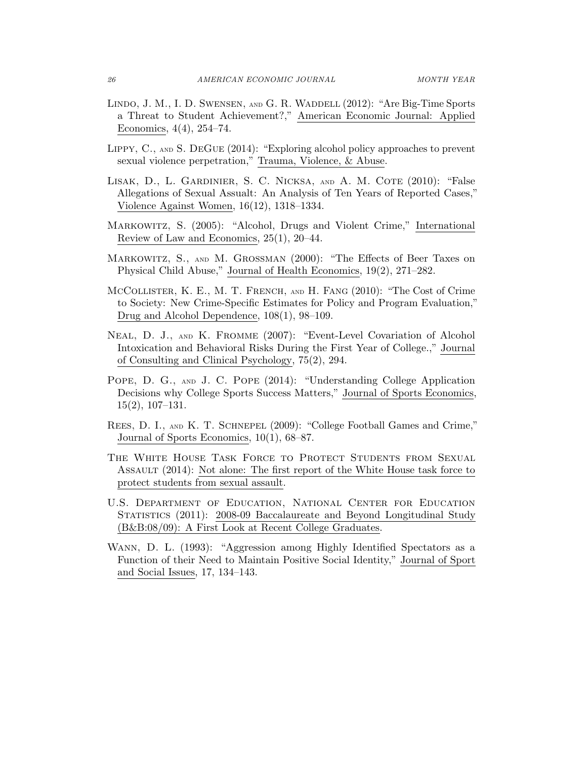Lindo, J. M., I. D. Swensen, and G. R. Waddell (2012): "Are Big-Time Sports a Threat to Student Achievement?," American Economic Journal: Applied Economics, 4(4), 254–74.

Lippy, C., and S. DeGue (2014): "Exploring alcohol policy approaches to prevent sexual violence perpetration," Trauma, Violence, & Abuse.

Lisak, D., L. Gardinier, S. C. Nicksa, and A. M. Cote (2010): "False Allegations of Sexual Assault: An Analysis of Ten Years of Reported Cases," Violence Against Women, 16(12), 1318–1334.

Markowitz, S. (2005): "Alcohol, Drugs and Violent Crime," International Review of Law and Economics, 25(1), 20–44.

Markowitz, S., and M. Grossman (2000): "The Effects of Beer Taxes on Physical Child Abuse," Journal of Health Economics, 19(2), 271–282.

McCollister, K. E., M. T. French, and H. Fang (2010): "The Cost of Crime to Society: New Crime-Specific Estimates for Policy and Program Evaluation," Drug and Alcohol Dependence, 108(1), 98–109.

Neal, D. J., and K. Fromme (2007): "Event-Level Covariation of Alcohol Intoxication and Behavioral Risks During the First Year of College.," Journal of Consulting and Clinical Psychology, 75(2), 294.

Pope, D. G., and J. C. Pope (2014): "Understanding College Application Decisions why College Sports Success Matters," Journal of Sports Economics, 15(2), 107–131.

Rees, D. I., and K. T. Schnepel (2009): "College Football Games and Crime," Journal of Sports Economics, 10(1), 68–87.

The White House Task Force to Protect Students from Sexual Assault (2014): Not alone: The first report of the White House task force to protect students from sexual assault.

U.S. Department of Education, National Center for Education Statistics (2011): 2008-09 Baccalaureate and Beyond Longitudinal Study (B&B:08/09): A First Look at Recent College Graduates.

Wann, D. L. (1993): "Aggression among Highly Identified Spectators as a Function of their Need to Maintain Positive Social Identity," Journal of Sport and Social Issues, 17, 134–143.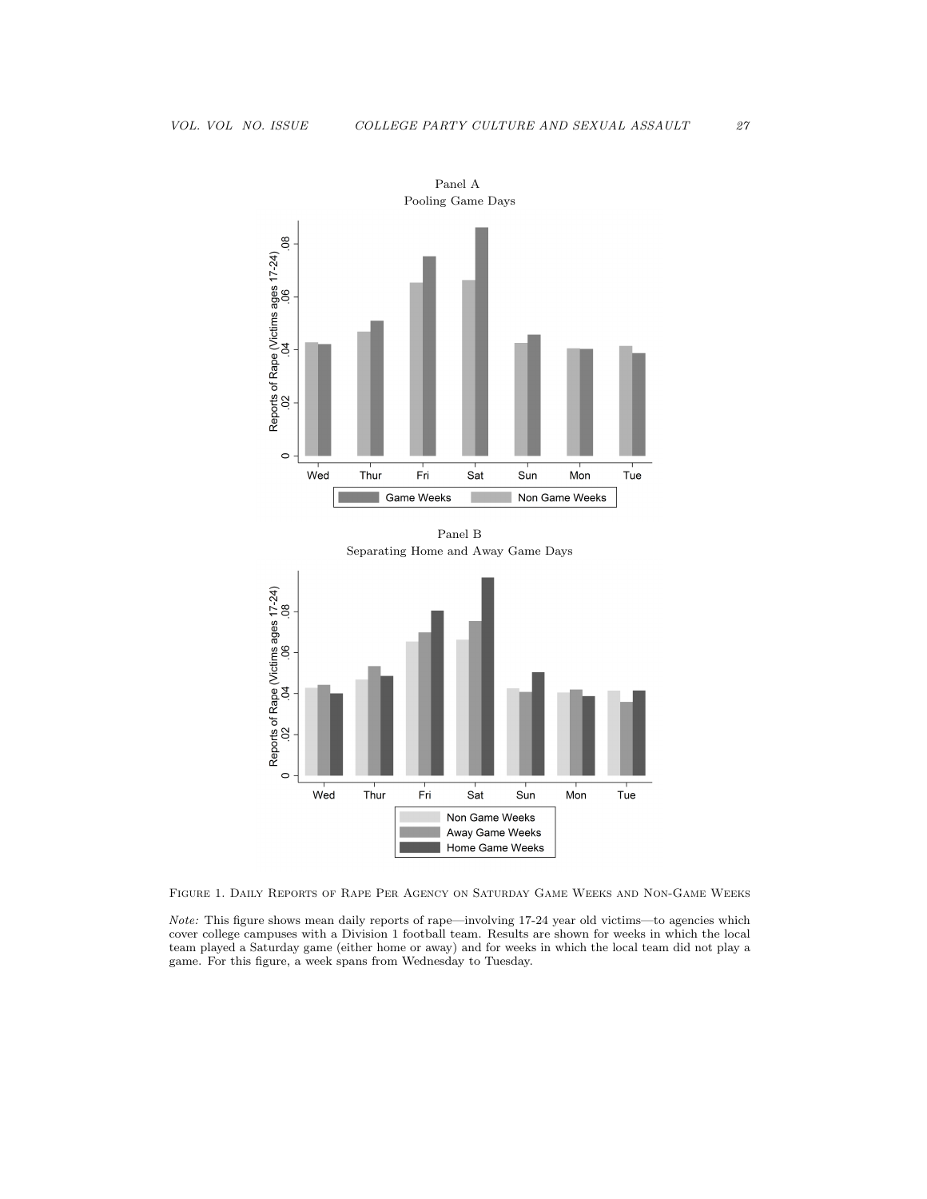Panel A
Pooling Game Days

Reports of Rape (Victims ages 17-24)

0
.02
.04
.06
.08

Wed
Thur
Fri
Sat
Sun
Mon
Tue

Game Weeks
Non Game Weeks

Panel B
Separating Home and Away Game Days

Reports of Rape (Victims ages 17-24)

0
.02
.04
.06
.08

Wed
Thur
Fri
Sat
Sun
Mon
Tue

Non Game Weeks
Away Game Weeks
Home Game Weeks

Figure 1. Daily Reports of Rape Per Agency on Saturday Game Weeks and Non-Game Weeks

*Note:* This figure shows mean daily reports of rape—involving 17-24 year old victims—to agencies which cover college campuses with a Division 1 football team. Results are shown for weeks in which the local team played a Saturday game (either home or away) and for weeks in which the local team did not play a game. For this figure, a week spans from Wednesday to Tuesday.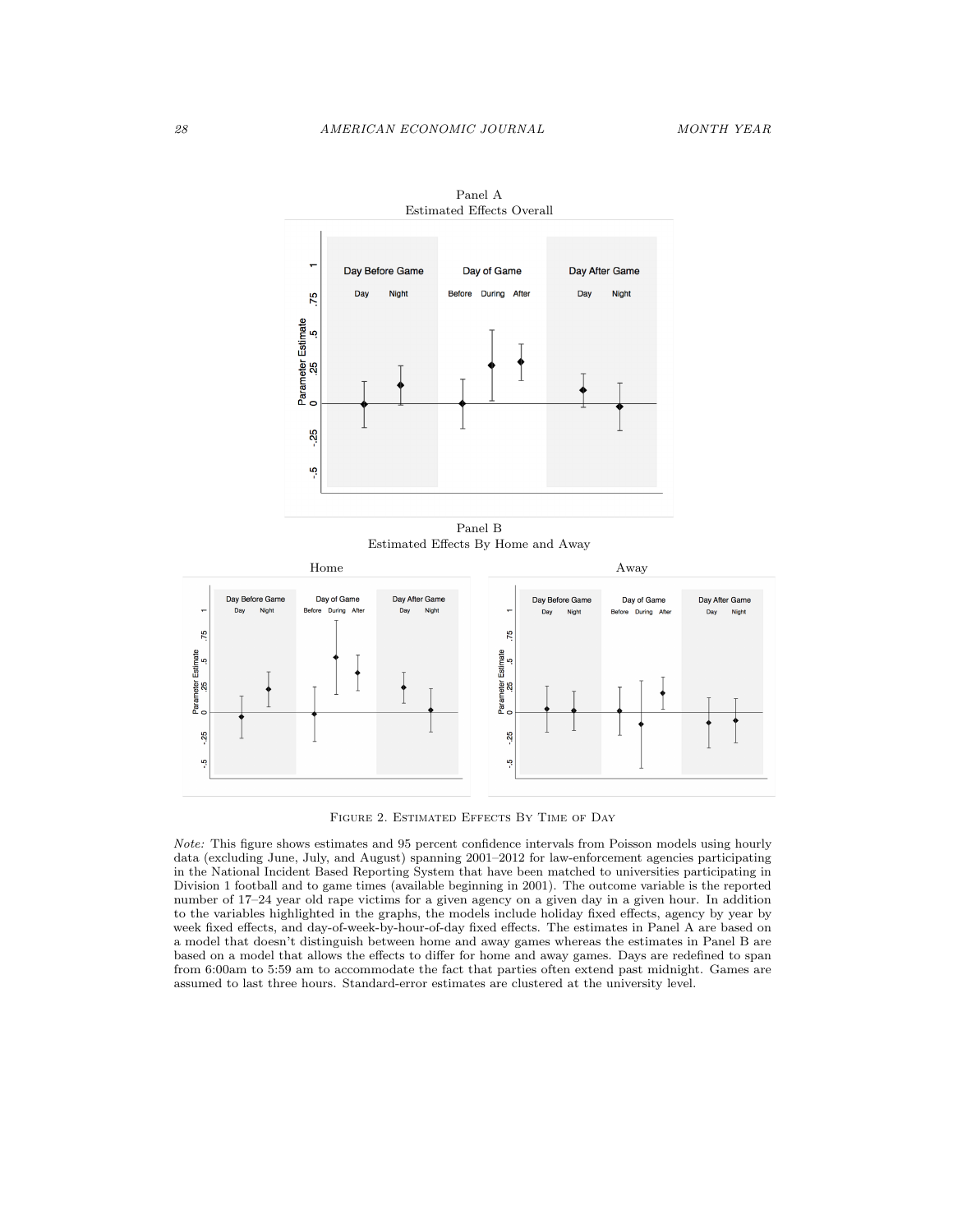Panel A
Estimated Effects Overall

Panel B
Estimated Effects By Home and Away

Home

Away

FIGURE 2. ESTIMATED EFFECTS BY TIME OF DAY

*Note:* This figure shows estimates and 95 percent confidence intervals from Poisson models using hourly data (excluding June, July, and August) spanning 2001–2012 for law-enforcement agencies participating in the National Incident Based Reporting System that have been matched to universities participating in Division 1 football and to game times (available beginning in 2001). The outcome variable is the reported number of 17–24 year old rape victims for a given agency on a given day in a given hour. In addition to the variables highlighted in the graphs, the models include holiday fixed effects, agency by year by week fixed effects, and day-of-week-by-hour-of-day fixed effects. The estimates in Panel A are based on a model that doesn't distinguish between home and away games whereas the estimates in Panel B are based on a model that allows the effects to differ for home and away games. Days are redefined to span from 6:00am to 5:59 am to accommodate the fact that parties often extend past midnight. Games are assumed to last three hours. Standard-error estimates are clustered at the university level.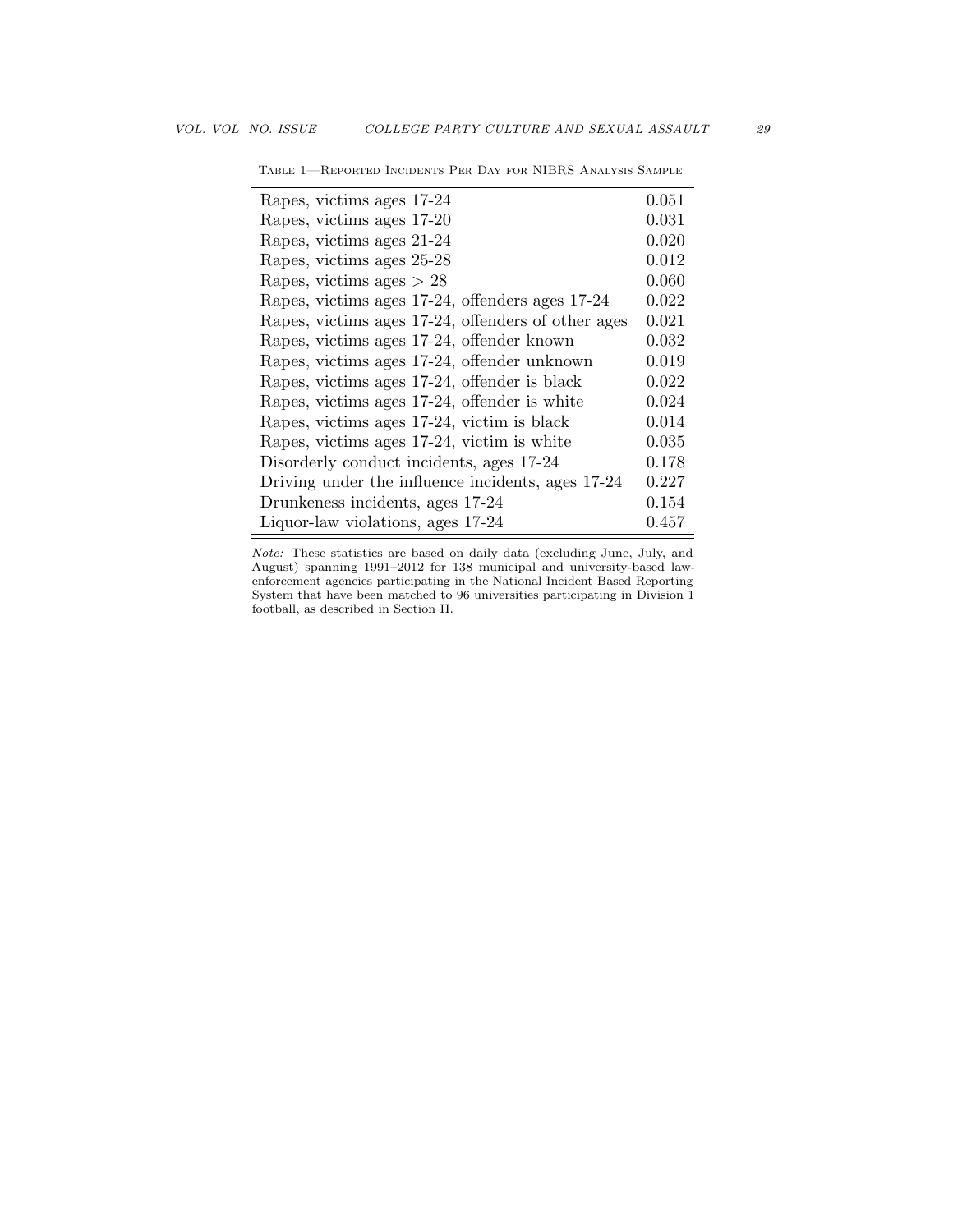Table 1—Reported Incidents Per Day for NIBRS Analysis Sample

| | |
|---|---|
| Rapes, victims ages 17-24 | 0.051 |
| Rapes, victims ages 17-20 | 0.031 |
| Rapes, victims ages 21-24 | 0.020 |
| Rapes, victims ages 25-28 | 0.012 |
| Rapes, victims ages $> 28$ | 0.060 |
| Rapes, victims ages 17-24, offenders ages 17-24 | 0.022 |
| Rapes, victims ages 17-24, offenders of other ages | 0.021 |
| Rapes, victims ages 17-24, offender known | 0.032 |
| Rapes, victims ages 17-24, offender unknown | 0.019 |
| Rapes, victims ages 17-24, offender is black | 0.022 |
| Rapes, victims ages 17-24, offender is white | 0.024 |
| Rapes, victims ages 17-24, victim is black | 0.014 |
| Rapes, victims ages 17-24, victim is white | 0.035 |
| Disorderly conduct incidents, ages 17-24 | 0.178 |
| Driving under the influence incidents, ages 17-24 | 0.227 |
| Drunkeness incidents, ages 17-24 | 0.154 |
| Liquor-law violations, ages 17-24 | 0.457 |

*Note:* These statistics are based on daily data (excluding June, July, and August) spanning 1991–2012 for 138 municipal and university-based law-enforcement agencies participating in the National Incident Based Reporting System that have been matched to 96 universities participating in Division 1 football, as described in Section II.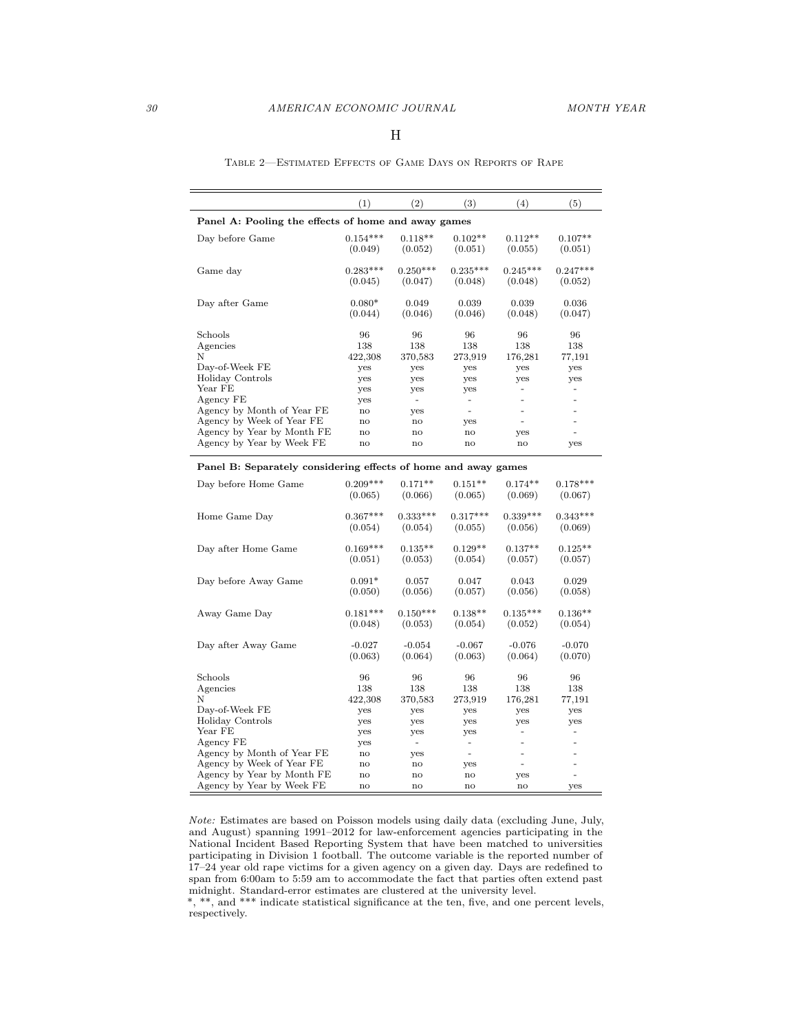H

Table 2—Estimated Effects of Game Days on Reports of Rape

| | (1) | (2) | (3) | (4) | (5) |
|---|---|---|---|---|---|
| **Panel A: Pooling the effects of home and away games** | | | | | |
| Day before Game | 0.154*** | 0.118** | 0.102** | 0.112** | 0.107** |
| | (0.049) | (0.052) | (0.051) | (0.055) | (0.051) |
| Game day | 0.283*** | 0.250*** | 0.235*** | 0.245*** | 0.247*** |
| | (0.045) | (0.047) | (0.048) | (0.048) | (0.052) |
| Day after Game | 0.080* | 0.049 | 0.039 | 0.039 | 0.036 |
| | (0.044) | (0.046) | (0.046) | (0.048) | (0.047) |
| Schools | 96 | 96 | 96 | 96 | 96 |
| Agencies | 138 | 138 | 138 | 138 | 138 |
| N | 422,308 | 370,583 | 273,919 | 176,281 | 77,191 |
| Day-of-Week FE | yes | yes | yes | yes | yes |
| Holiday Controls | yes | yes | yes | yes | yes |
| Year FE | yes | yes | yes | - | - |
| Agency FE | yes | - | - | - | - |
| Agency by Month of Year FE | no | yes | - | - | - |
| Agency by Week of Year FE | no | no | yes | - | - |
| Agency by Year by Month FE | no | no | no | yes | - |
| Agency by Year by Week FE | no | no | no | no | yes |
| **Panel B: Separately considering effects of home and away games** | | | | | |
| Day before Home Game | 0.209*** | 0.171** | 0.151** | 0.174** | 0.178*** |
| | (0.065) | (0.066) | (0.065) | (0.069) | (0.067) |
| Home Game Day | 0.367*** | 0.333*** | 0.317*** | 0.339*** | 0.343*** |
| | (0.054) | (0.054) | (0.055) | (0.056) | (0.069) |
| Day after Home Game | 0.169*** | 0.135** | 0.129** | 0.137** | 0.125** |
| | (0.051) | (0.053) | (0.054) | (0.057) | (0.057) |
| Day before Away Game | 0.091* | 0.057 | 0.047 | 0.043 | 0.029 |
| | (0.050) | (0.056) | (0.057) | (0.056) | (0.058) |
| Away Game Day | 0.181*** | 0.150*** | 0.138** | 0.135*** | 0.136** |
| | (0.048) | (0.053) | (0.054) | (0.052) | (0.054) |
| Day after Away Game | -0.027 | -0.054 | -0.067 | -0.076 | -0.070 |
| | (0.063) | (0.064) | (0.063) | (0.064) | (0.070) |
| Schools | 96 | 96 | 96 | 96 | 96 |
| Agencies | 138 | 138 | 138 | 138 | 138 |
| N | 422,308 | 370,583 | 273,919 | 176,281 | 77,191 |
| Day-of-Week FE | yes | yes | yes | yes | yes |
| Holiday Controls | yes | yes | yes | yes | yes |
| Year FE | yes | yes | yes | - | - |
| Agency FE | yes | - | - | - | - |
| Agency by Month of Year FE | no | yes | - | - | - |
| Agency by Week of Year FE | no | no | yes | - | - |
| Agency by Year by Month FE | no | no | no | yes | - |
| Agency by Year by Week FE | no | no | no | no | yes |

*Note:* Estimates are based on Poisson models using daily data (excluding June, July, and August) spanning 1991–2012 for law-enforcement agencies participating in the National Incident Based Reporting System that have been matched to universities participating in Division 1 football. The outcome variable is the reported number of 17–24 year old rape victims for a given agency on a given day. Days are redefined to span from 6:00am to 5:59 am to accommodate the fact that parties often extend past midnight. Standard-error estimates are clustered at the university level.
*, **, and *** indicate statistical significance at the ten, five, and one percent levels, respectively.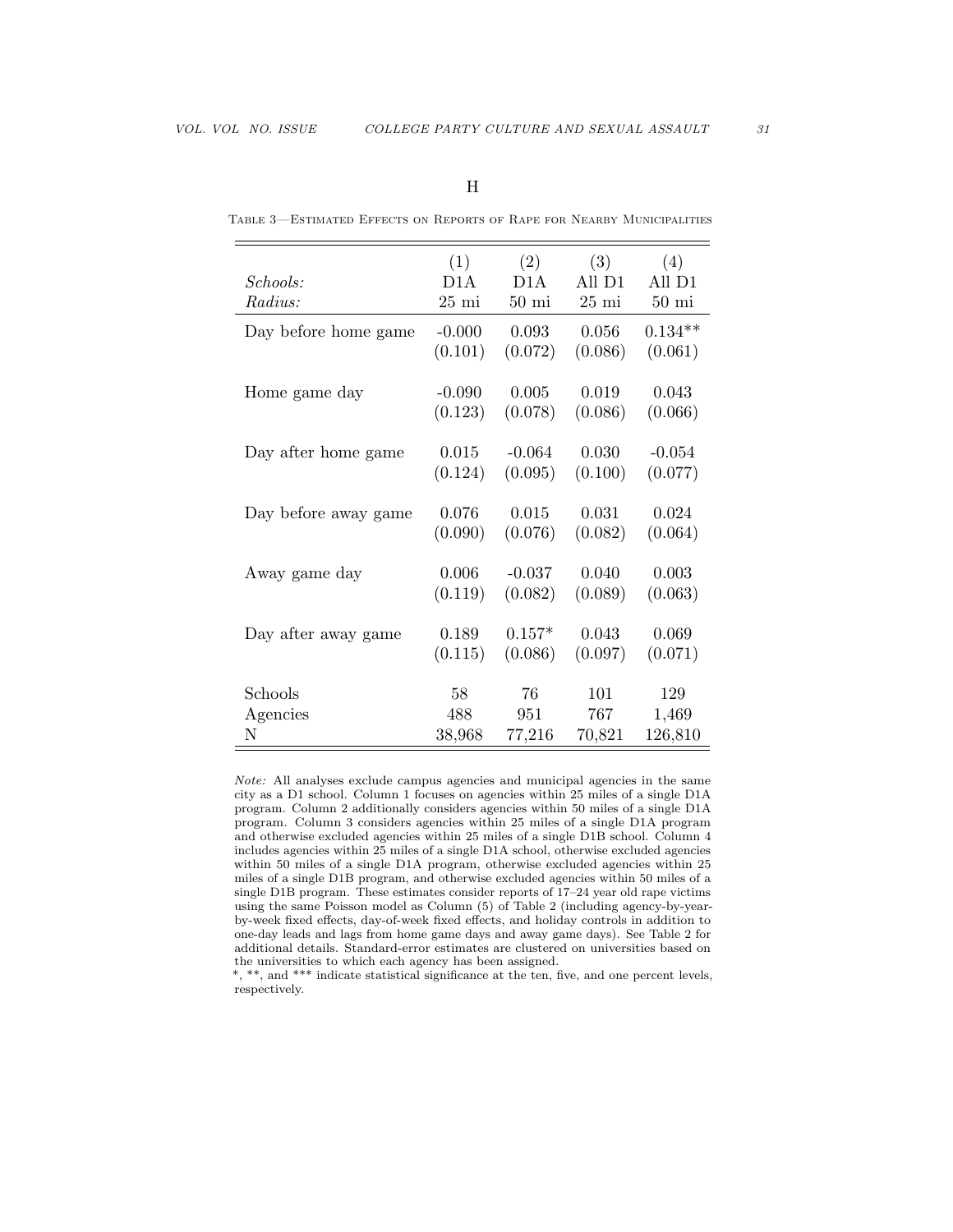H

Table 3—Estimated Effects on Reports of Rape for Nearby Municipalities

| | (1) | (2) | (3) | (4) |
|---|---|---|---|---|
| *Schools:* | D1A | D1A | All D1 | All D1 |
| *Radius:* | 25 mi | 50 mi | 25 mi | 50 mi |
| Day before home game | -0.000 | 0.093 | 0.056 | 0.134** |
| | (0.101) | (0.072) | (0.086) | (0.061) |
| Home game day | -0.090 | 0.005 | 0.019 | 0.043 |
| | (0.123) | (0.078) | (0.086) | (0.066) |
| Day after home game | 0.015 | -0.064 | 0.030 | -0.054 |
| | (0.124) | (0.095) | (0.100) | (0.077) |
| Day before away game | 0.076 | 0.015 | 0.031 | 0.024 |
| | (0.090) | (0.076) | (0.082) | (0.064) |
| Away game day | 0.006 | -0.037 | 0.040 | 0.003 |
| | (0.119) | (0.082) | (0.089) | (0.063) |
| Day after away game | 0.189 | 0.157* | 0.043 | 0.069 |
| | (0.115) | (0.086) | (0.097) | (0.071) |
| Schools | 58 | 76 | 101 | 129 |
| Agencies | 488 | 951 | 767 | 1,469 |
| N | 38,968 | 77,216 | 70,821 | 126,810 |

*Note:* All analyses exclude campus agencies and municipal agencies in the same city as a D1 school. Column 1 focuses on agencies within 25 miles of a single D1A program. Column 2 additionally considers agencies within 50 miles of a single D1A program. Column 3 considers agencies within 25 miles of a single D1A program and otherwise excluded agencies within 25 miles of a single D1B school. Column 4 includes agencies within 25 miles of a single D1A school, otherwise excluded agencies within 50 miles of a single D1A program, otherwise excluded agencies within 25 miles of a single D1B program, and otherwise excluded agencies within 50 miles of a single D1B program. These estimates consider reports of 17–24 year old rape victims using the same Poisson model as Column (5) of Table 2 (including agency-by-year-by-week fixed effects, day-of-week fixed effects, and holiday controls in addition to one-day leads and lags from home game days and away game days). See Table 2 for additional details. Standard-error estimates are clustered on universities based on the universities to which each agency has been assigned.

*, **, and *** indicate statistical significance at the ten, five, and one percent levels, respectively.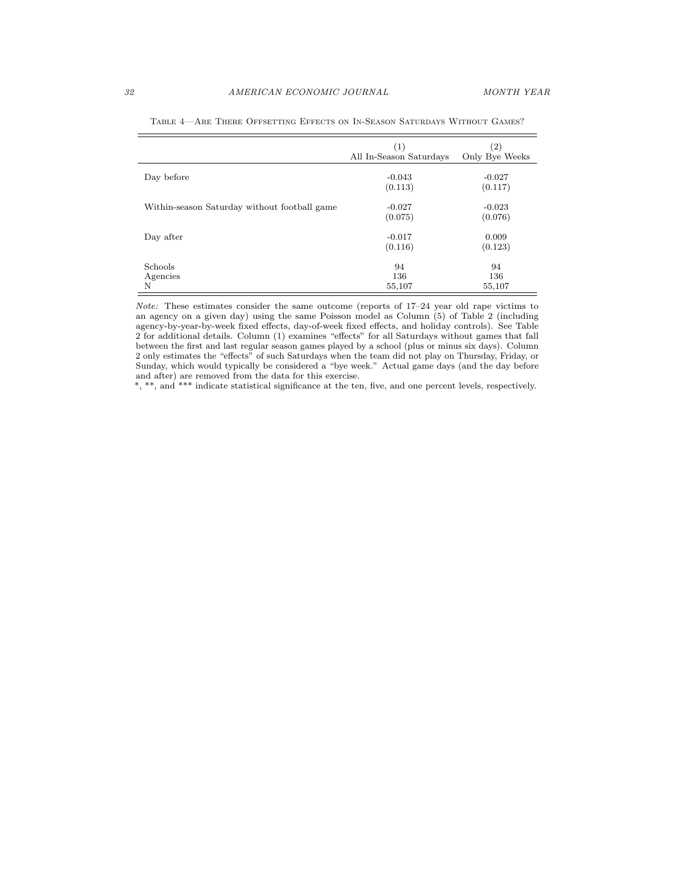Table 4—Are There Offsetting Effects on In-Season Saturdays Without Games?

| | (1) All In-Season Saturdays | (2) Only Bye Weeks |
|---|---|---|
| Day before | -0.043 | -0.027 |
| | (0.113) | (0.117) |
| Within-season Saturday without football game | -0.027 | -0.023 |
| | (0.075) | (0.076) |
| Day after | -0.017 | 0.009 |
| | (0.116) | (0.123) |
| Schools | 94 | 94 |
| Agencies | 136 | 136 |
| N | 55,107 | 55,107 |

*Note:* These estimates consider the same outcome (reports of 17–24 year old rape victims to an agency on a given day) using the same Poisson model as Column (5) of Table 2 (including agency-by-year-by-week fixed effects, day-of-week fixed effects, and holiday controls). See Table 2 for additional details. Column (1) examines "effects" for all Saturdays without games that fall between the first and last regular season games played by a school (plus or minus six days). Column 2 only estimates the "effects" of such Saturdays when the team did not play on Thursday, Friday, or Sunday, which would typically be considered a "bye week." Actual game days (and the day before and after) are removed from the data for this exercise.

*, **, and *** indicate statistical significance at the ten, five, and one percent levels, respectively.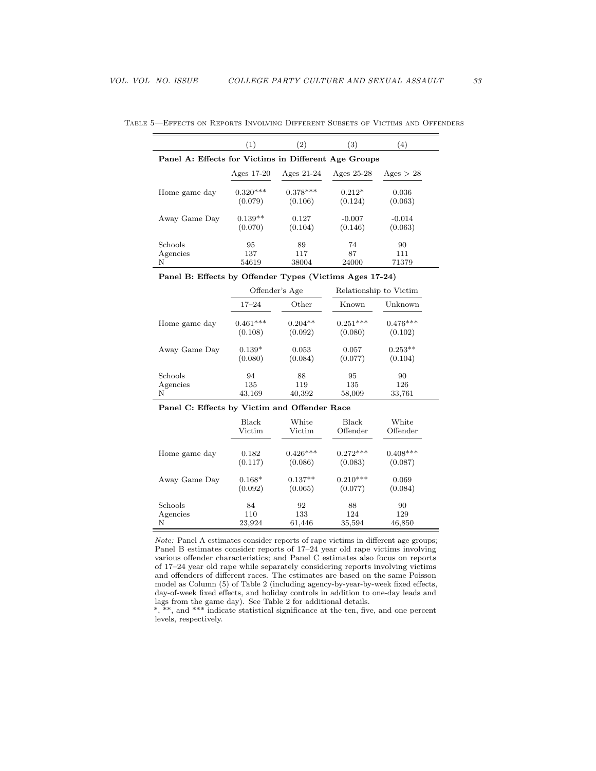Table 5—Effects on Reports Involving Different Subsets of Victims and Offenders

| | (1) | (2) | (3) | (4) |
|---|---|---|---|---|
| **Panel A: Effects for Victims in Different Age Groups** | | | | |
| | Ages 17-20 | Ages 21-24 | Ages 25-28 | Ages > 28 |
| Home game day | 0.320*** | 0.378*** | 0.212* | 0.036 |
| | (0.079) | (0.106) | (0.124) | (0.063) |
| Away Game Day | 0.139** | 0.127 | -0.007 | -0.014 |
| | (0.070) | (0.104) | (0.146) | (0.063) |
| Schools | 95 | 89 | 74 | 90 |
| Agencies | 137 | 117 | 87 | 111 |
| N | 54619 | 38004 | 24000 | 71379 |
| **Panel B: Effects by Offender Types (Victims Ages 17-24)** | | | | |
| | Offender's Age | | Relationship to Victim | |
| | 17–24 | Other | Known | Unknown |
| Home game day | 0.461*** | 0.204** | 0.251*** | 0.476*** |
| | (0.108) | (0.092) | (0.080) | (0.102) |
| Away Game Day | 0.139* | 0.053 | 0.057 | 0.253** |
| | (0.080) | (0.084) | (0.077) | (0.104) |
| Schools | 94 | 88 | 95 | 90 |
| Agencies | 135 | 119 | 135 | 126 |
| N | 43,169 | 40,392 | 58,009 | 33,761 |
| **Panel C: Effects by Victim and Offender Race** | | | | |
| | Black Victim | White Victim | Black Offender | White Offender |
| Home game day | 0.182 | 0.426*** | 0.272*** | 0.408*** |
| | (0.117) | (0.086) | (0.083) | (0.087) |
| Away Game Day | 0.168* | 0.137** | 0.210*** | 0.069 |
| | (0.092) | (0.065) | (0.077) | (0.084) |
| Schools | 84 | 92 | 88 | 90 |
| Agencies | 110 | 133 | 124 | 129 |
| N | 23,924 | 61,446 | 35,594 | 46,850 |

*Note:* Panel A estimates consider reports of rape victims in different age groups; Panel B estimates consider reports of 17–24 year old rape victims involving various offender characteristics; and Panel C estimates also focus on reports of 17–24 year old rape while separately considering reports involving victims and offenders of different races. The estimates are based on the same Poisson model as Column (5) of Table 2 (including agency-by-year-by-week fixed effects, day-of-week fixed effects, and holiday controls in addition to one-day leads and lags from the game day). See Table 2 for additional details.

*, **, and *** indicate statistical significance at the ten, five, and one percent levels, respectively.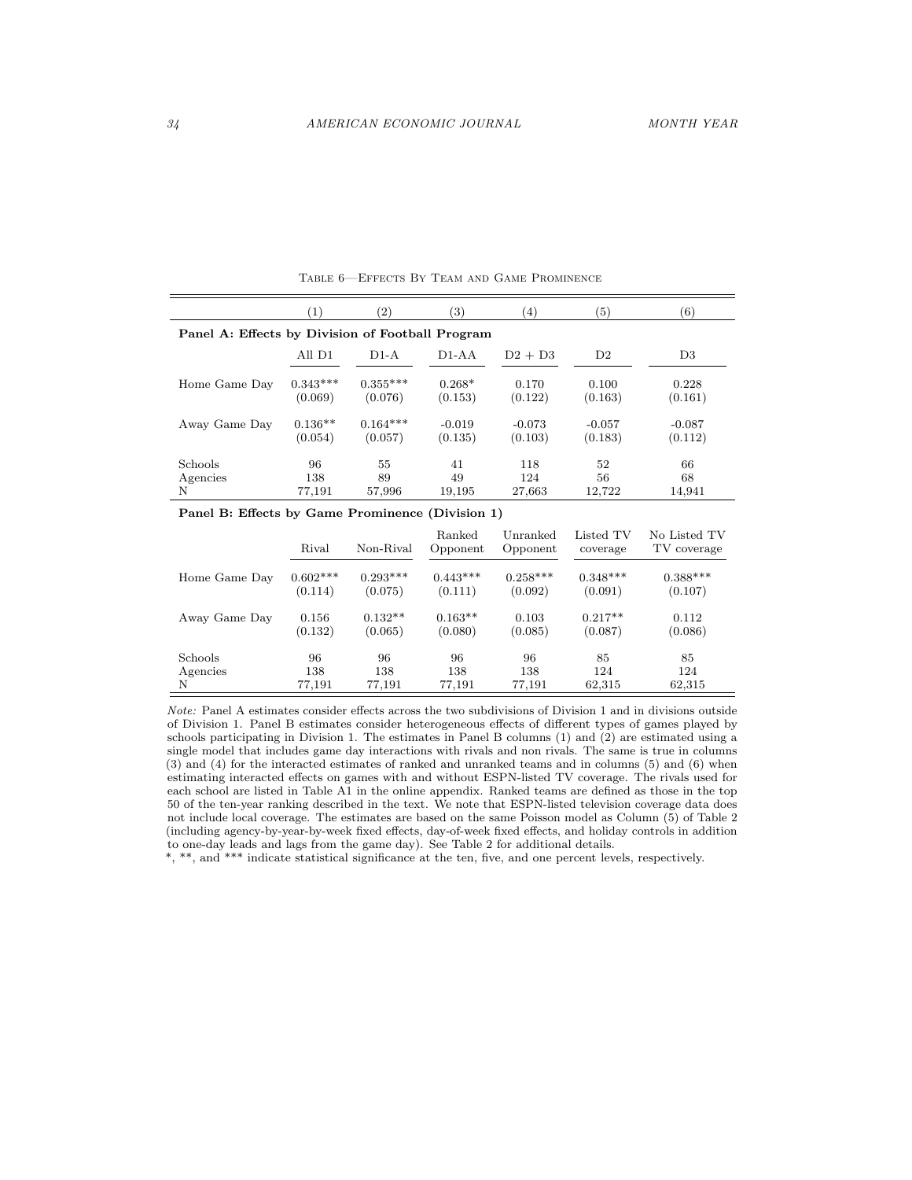Table 6—Effects By Team and Game Prominence

| | (1) | (2) | (3) | (4) | (5) | (6) |
|---|---|---|---|---|---|---|
| **Panel A: Effects by Division of Football Program** | | | | | | |
| | All D1 | D1-A | D1-AA | D2 + D3 | D2 | D3 |
| Home Game Day | 0.343*** | 0.355*** | 0.268* | 0.170 | 0.100 | 0.228 |
| | (0.069) | (0.076) | (0.153) | (0.122) | (0.163) | (0.161) |
| Away Game Day | 0.136** | 0.164*** | -0.019 | -0.073 | -0.057 | -0.087 |
| | (0.054) | (0.057) | (0.135) | (0.103) | (0.183) | (0.112) |
| Schools | 96 | 55 | 41 | 118 | 52 | 66 |
| Agencies | 138 | 89 | 49 | 124 | 56 | 68 |
| N | 77,191 | 57,996 | 19,195 | 27,663 | 12,722 | 14,941 |
| **Panel B: Effects by Game Prominence (Division 1)** | | | | | | |
| | Rival | Non-Rival | Ranked Opponent | Unranked Opponent | Listed TV coverage | No Listed TV TV coverage |
| Home Game Day | 0.602*** | 0.293*** | 0.443*** | 0.258*** | 0.348*** | 0.388*** |
| | (0.114) | (0.075) | (0.111) | (0.092) | (0.091) | (0.107) |
| Away Game Day | 0.156 | 0.132** | 0.163** | 0.103 | 0.217** | 0.112 |
| | (0.132) | (0.065) | (0.080) | (0.085) | (0.087) | (0.086) |
| Schools | 96 | 96 | 96 | 96 | 85 | 85 |
| Agencies | 138 | 138 | 138 | 138 | 124 | 124 |
| N | 77,191 | 77,191 | 77,191 | 77,191 | 62,315 | 62,315 |

*Note:* Panel A estimates consider effects across the two subdivisions of Division 1 and in divisions outside of Division 1. Panel B estimates consider heterogeneous effects of different types of games played by schools participating in Division 1. The estimates in Panel B columns (1) and (2) are estimated using a single model that includes game day interactions with rivals and non rivals. The same is true in columns (3) and (4) for the interacted estimates of ranked and unranked teams and in columns (5) and (6) when estimating interacted effects on games with and without ESPN-listed TV coverage. The rivals used for each school are listed in Table A1 in the online appendix. Ranked teams are defined as those in the top 50 of the ten-year ranking described in the text. We note that ESPN-listed television coverage data does not include local coverage. The estimates are based on the same Poisson model as Column (5) of Table 2 (including agency-by-year-by-week fixed effects, day-of-week fixed effects, and holiday controls in addition to one-day leads and lags from the game day). See Table 2 for additional details.

*, **, and *** indicate statistical significance at the ten, five, and one percent levels, respectively.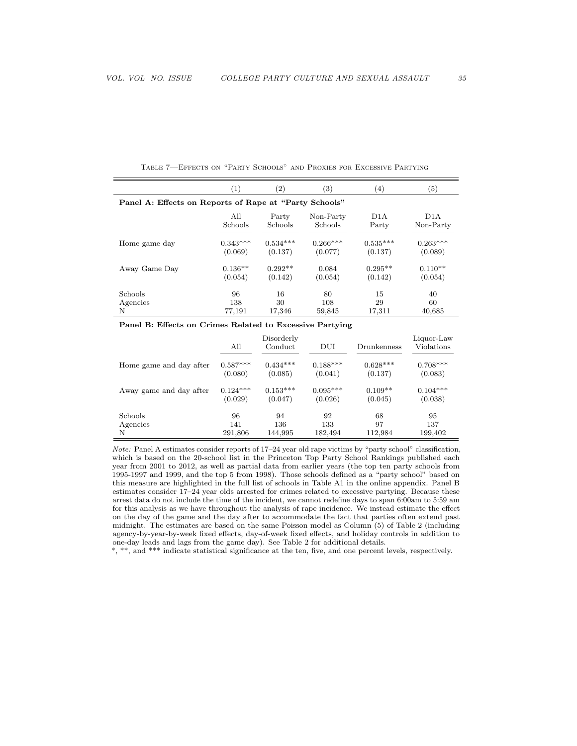Table 7—Effects on "Party Schools" and Proxies for Excessive Partying

| | (1) | (2) | (3) | (4) | (5) |
|---|---|---|---|---|---|
| **Panel A: Effects on Reports of Rape at "Party Schools"** | | | | | |
| | All Schools | Party Schools | Non-Party Schools | D1A Party | D1A Non-Party |
| Home game day | 0.343*** | 0.534*** | 0.266*** | 0.535*** | 0.263*** |
| | (0.069) | (0.137) | (0.077) | (0.137) | (0.089) |
| Away Game Day | 0.136** | 0.292** | 0.084 | 0.295** | 0.110** |
| | (0.054) | (0.142) | (0.054) | (0.142) | (0.054) |
| Schools | 96 | 16 | 80 | 15 | 40 |
| Agencies | 138 | 30 | 108 | 29 | 60 |
| N | 77,191 | 17,346 | 59,845 | 17,311 | 40,685 |
| **Panel B: Effects on Crimes Related to Excessive Partying** | | | | | |
| | All | Disorderly Conduct | DUI | Drunkenness | Liquor-Law Violations |
| Home game and day after | 0.587*** | 0.434*** | 0.188*** | 0.628*** | 0.708*** |
| | (0.080) | (0.085) | (0.041) | (0.137) | (0.083) |
| Away game and day after | 0.124*** | 0.153*** | 0.095*** | 0.109** | 0.104*** |
| | (0.029) | (0.047) | (0.026) | (0.045) | (0.038) |
| Schools | 96 | 94 | 92 | 68 | 95 |
| Agencies | 141 | 136 | 133 | 97 | 137 |
| N | 291,806 | 144,995 | 182,494 | 112,984 | 199,402 |

*Note:* Panel A estimates consider reports of 17–24 year old rape victims by "party school" classification, which is based on the 20-school list in the Princeton Top Party School Rankings published each year from 2001 to 2012, as well as partial data from earlier years (the top ten party schools from 1995-1997 and 1999, and the top 5 from 1998). Those schools defined as a "party school" based on this measure are highlighted in the full list of schools in Table A1 in the online appendix. Panel B estimates consider 17–24 year olds arrested for crimes related to excessive partying. Because these arrest data do not include the time of the incident, we cannot redefine days to span 6:00am to 5:59 am for this analysis as we have throughout the analysis of rape incidence. We instead estimate the effect on the day of the game and the day after to accommodate the fact that parties often extend past midnight. The estimates are based on the same Poisson model as Column (5) of Table 2 (including agency-by-year-by-week fixed effects, day-of-week fixed effects, and holiday controls in addition to one-day leads and lags from the game day). See Table 2 for additional details.

*, **, and *** indicate statistical significance at the ten, five, and one percent levels, respectively.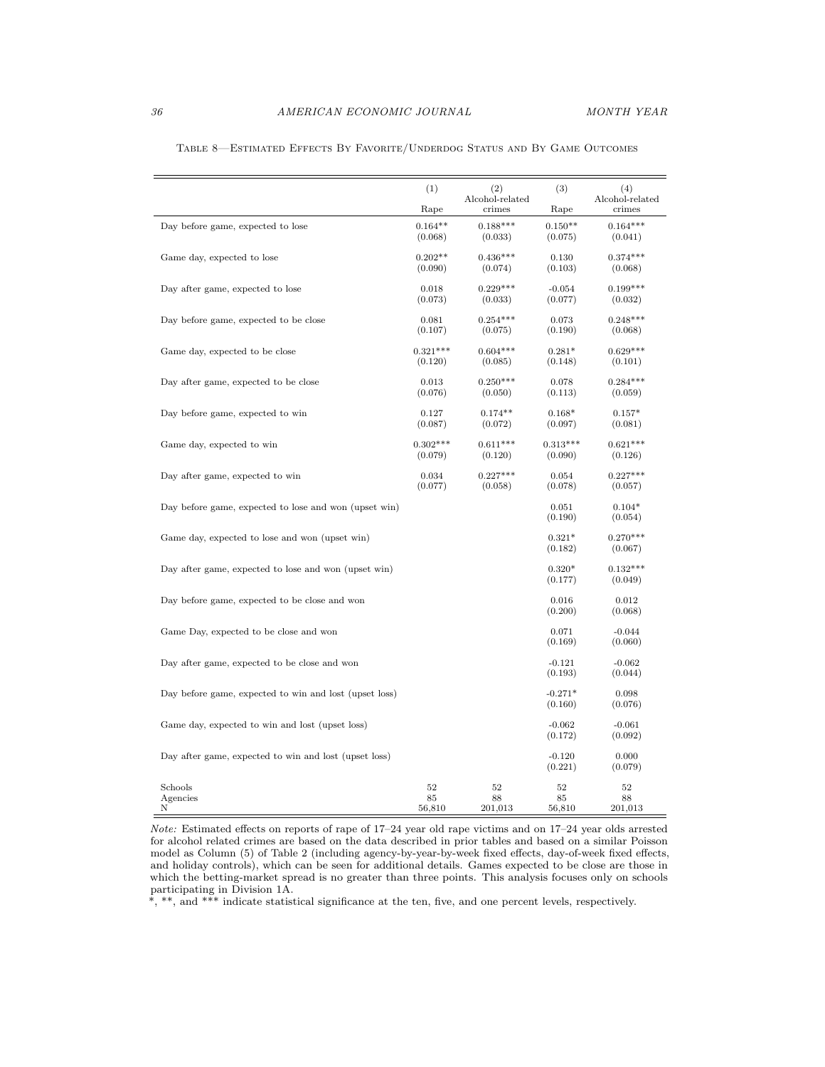Table 8—Estimated Effects By Favorite/Underdog Status and By Game Outcomes

| | (1) Rape | (2) Alcohol-related crimes | (3) Rape | (4) Alcohol-related crimes |
|---|---|---|---|---|
| Day before game, expected to lose | 0.164** | 0.188*** | 0.150** | 0.164*** |
| | (0.068) | (0.033) | (0.075) | (0.041) |
| Game day, expected to lose | 0.202** | 0.436*** | 0.130 | 0.374*** |
| | (0.090) | (0.074) | (0.103) | (0.068) |
| Day after game, expected to lose | 0.018 | 0.229*** | -0.054 | 0.199*** |
| | (0.073) | (0.033) | (0.077) | (0.032) |
| Day before game, expected to be close | 0.081 | 0.254*** | 0.073 | 0.248*** |
| | (0.107) | (0.075) | (0.190) | (0.068) |
| Game day, expected to be close | 0.321*** | 0.604*** | 0.281* | 0.629*** |
| | (0.120) | (0.085) | (0.148) | (0.101) |
| Day after game, expected to be close | 0.013 | 0.250*** | 0.078 | 0.284*** |
| | (0.076) | (0.050) | (0.113) | (0.059) |
| Day before game, expected to win | 0.127 | 0.174** | 0.168* | 0.157* |
| | (0.087) | (0.072) | (0.097) | (0.081) |
| Game day, expected to win | 0.302*** | 0.611*** | 0.313*** | 0.621*** |
| | (0.079) | (0.120) | (0.090) | (0.126) |
| Day after game, expected to win | 0.034 | 0.227*** | 0.054 | 0.227*** |
| | (0.077) | (0.058) | (0.078) | (0.057) |
| Day before game, expected to lose and won (upset win) | | | 0.051 | 0.104* |
| | | | (0.190) | (0.054) |
| Game day, expected to lose and won (upset win) | | | 0.321* | 0.270*** |
| | | | (0.182) | (0.067) |
| Day after game, expected to lose and won (upset win) | | | 0.320* | 0.132*** |
| | | | (0.177) | (0.049) |
| Day before game, expected to be close and won | | | 0.016 | 0.012 |
| | | | (0.200) | (0.068) |
| Game Day, expected to be close and won | | | 0.071 | -0.044 |
| | | | (0.169) | (0.060) |
| Day after game, expected to be close and won | | | -0.121 | -0.062 |
| | | | (0.193) | (0.044) |
| Day before game, expected to win and lost (upset loss) | | | -0.271* | 0.098 |
| | | | (0.160) | (0.076) |
| Game day, expected to win and lost (upset loss) | | | -0.062 | -0.061 |
| | | | (0.172) | (0.092) |
| Day after game, expected to win and lost (upset loss) | | | -0.120 | 0.000 |
| | | | (0.221) | (0.079) |
| Schools | 52 | 52 | 52 | 52 |
| Agencies | 85 | 88 | 85 | 88 |
| N | 56,810 | 201,013 | 56,810 | 201,013 |

*Note:* Estimated effects on reports of rape of 17–24 year old rape victims and on 17–24 year olds arrested for alcohol related crimes are based on the data described in prior tables and based on a similar Poisson model as Column (5) of Table 2 (including agency-by-year-by-week fixed effects, day-of-week fixed effects, and holiday controls), which can be seen for additional details. Games expected to be close are those in which the betting-market spread is no greater than three points. This analysis focuses only on schools participating in Division 1A.

*, **, and *** indicate statistical significance at the ten, five, and one percent levels, respectively.